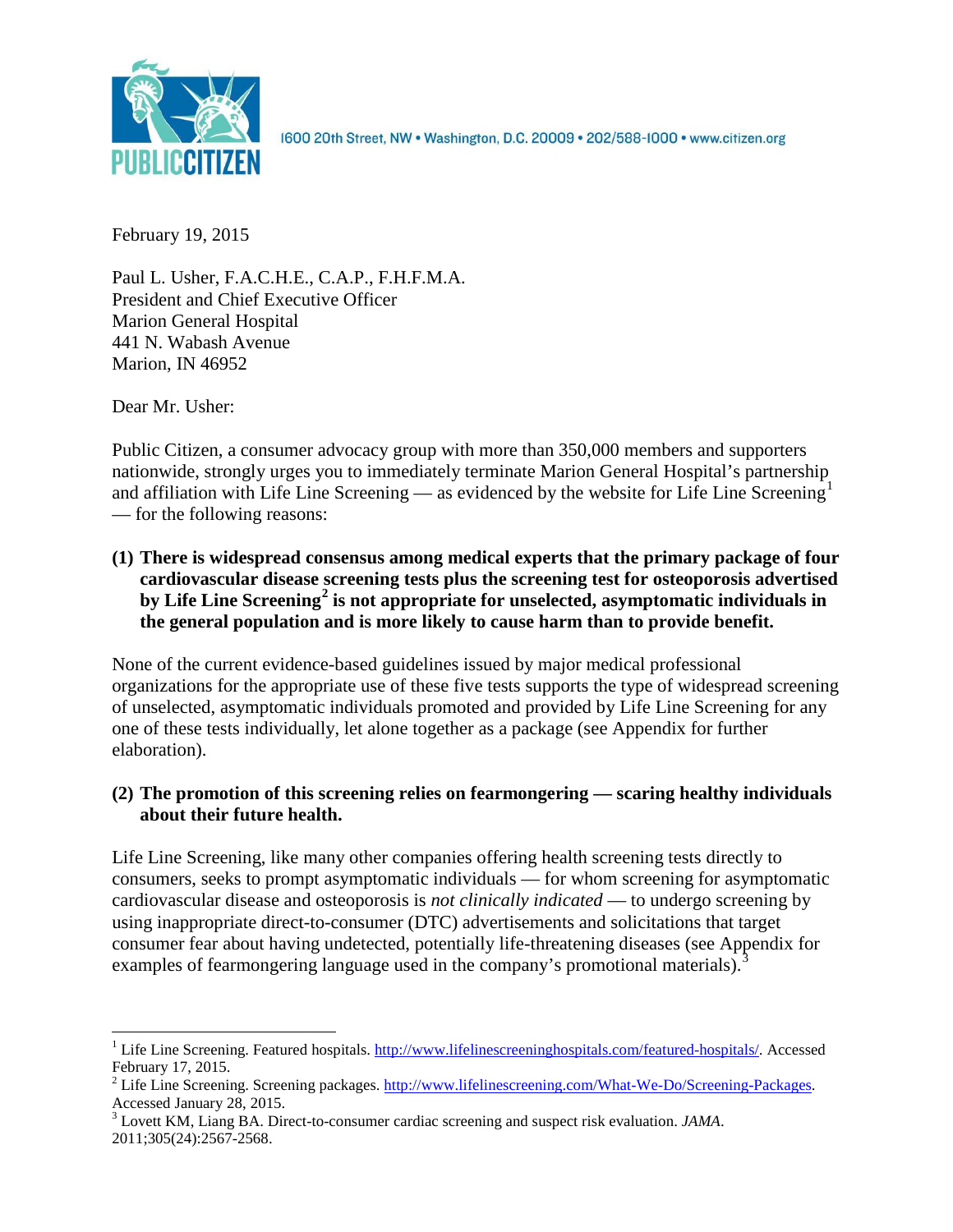PUBLIC CITIZEN

1600 20th Street, NW • Washington, D.C. 20009 • 202/588-1000 • www.citizen.org

February 19, 2015

Paul L. Usher, F.A.C.H.E., C.A.P., F.H.F.M.A.
President and Chief Executive Officer
Marion General Hospital
441 N. Wabash Avenue
Marion, IN 46952

Dear Mr. Usher:

Public Citizen, a consumer advocacy group with more than 350,000 members and supporters nationwide, strongly urges you to immediately terminate Marion General Hospital's partnership and affiliation with Life Line Screening — as evidenced by the website for Life Line Screening[1] — for the following reasons:

**(1) There is widespread consensus among medical experts that the primary package of four cardiovascular disease screening tests plus the screening test for osteoporosis advertised by Life Line Screening[2] is not appropriate for unselected, asymptomatic individuals in the general population and is more likely to cause harm than to provide benefit.**

None of the current evidence-based guidelines issued by major medical professional organizations for the appropriate use of these five tests supports the type of widespread screening of unselected, asymptomatic individuals promoted and provided by Life Line Screening for any one of these tests individually, let alone together as a package (see Appendix for further elaboration).

**(2) The promotion of this screening relies on fearmongering — scaring healthy individuals about their future health.**

Life Line Screening, like many other companies offering health screening tests directly to consumers, seeks to prompt asymptomatic individuals — for whom screening for asymptomatic cardiovascular disease and osteoporosis is *not clinically indicated* — to undergo screening by using inappropriate direct-to-consumer (DTC) advertisements and solicitations that target consumer fear about having undetected, potentially life-threatening diseases (see Appendix for examples of fearmongering language used in the company's promotional materials).[3]

---

[1] Life Line Screening. Featured hospitals. http://www.lifelinescreeninghospitals.com/featured-hospitals/. Accessed February 17, 2015.

[2] Life Line Screening. Screening packages. http://www.lifelinescreening.com/What-We-Do/Screening-Packages. Accessed January 28, 2015.

[3] Lovett KM, Liang BA. Direct-to-consumer cardiac screening and suspect risk evaluation. *JAMA*. 2011;305(24):2567-2568.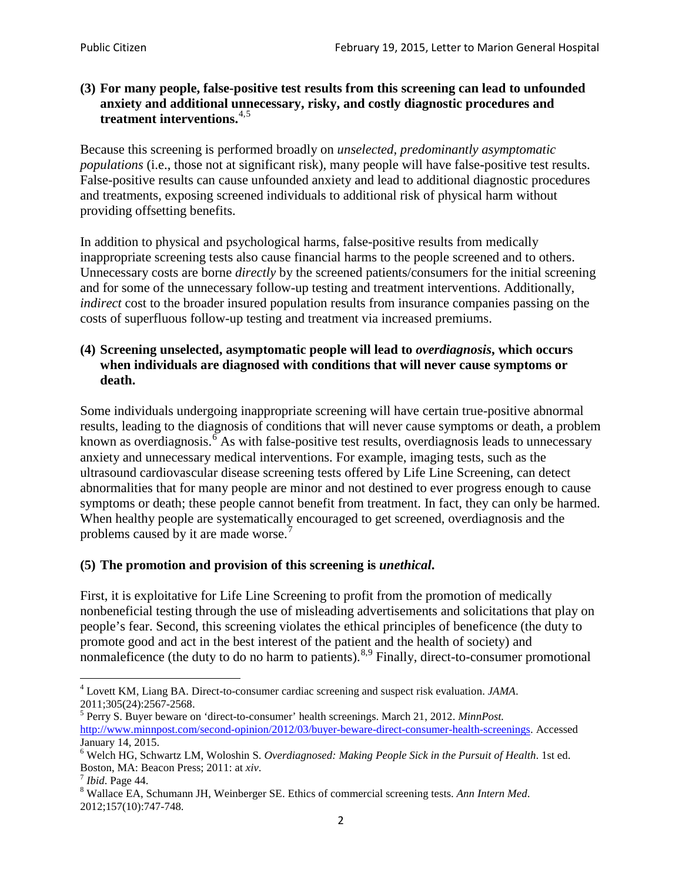**(3) For many people, false-positive test results from this screening can lead to unfounded anxiety and additional unnecessary, risky, and costly diagnostic procedures and treatment interventions.**[4,5]

Because this screening is performed broadly on *unselected, predominantly asymptomatic populations* (i.e., those not at significant risk), many people will have false-positive test results. False-positive results can cause unfounded anxiety and lead to additional diagnostic procedures and treatments, exposing screened individuals to additional risk of physical harm without providing offsetting benefits.

In addition to physical and psychological harms, false-positive results from medically inappropriate screening tests also cause financial harms to the people screened and to others. Unnecessary costs are borne *directly* by the screened patients/consumers for the initial screening and for some of the unnecessary follow-up testing and treatment interventions. Additionally, *indirect* cost to the broader insured population results from insurance companies passing on the costs of superfluous follow-up testing and treatment via increased premiums.

**(4) Screening unselected, asymptomatic people will lead to *overdiagnosis*, which occurs when individuals are diagnosed with conditions that will never cause symptoms or death.**

Some individuals undergoing inappropriate screening will have certain true-positive abnormal results, leading to the diagnosis of conditions that will never cause symptoms or death, a problem known as overdiagnosis.[6] As with false-positive test results, overdiagnosis leads to unnecessary anxiety and unnecessary medical interventions. For example, imaging tests, such as the ultrasound cardiovascular disease screening tests offered by Life Line Screening, can detect abnormalities that for many people are minor and not destined to ever progress enough to cause symptoms or death; these people cannot benefit from treatment. In fact, they can only be harmed. When healthy people are systematically encouraged to get screened, overdiagnosis and the problems caused by it are made worse.[7]

**(5) The promotion and provision of this screening is *unethical*.**

First, it is exploitative for Life Line Screening to profit from the promotion of medically nonbeneficial testing through the use of misleading advertisements and solicitations that play on people's fear. Second, this screening violates the ethical principles of beneficence (the duty to promote good and act in the best interest of the patient and the health of society) and nonmaleficence (the duty to do no harm to patients).[8,9] Finally, direct-to-consumer promotional

---

[4] Lovett KM, Liang BA. Direct-to-consumer cardiac screening and suspect risk evaluation. *JAMA*. 2011;305(24):2567-2568.

[5] Perry S. Buyer beware on 'direct-to-consumer' health screenings. March 21, 2012. *MinnPost.* http://www.minnpost.com/second-opinion/2012/03/buyer-beware-direct-consumer-health-screenings. Accessed January 14, 2015.

[6] Welch HG, Schwartz LM, Woloshin S. *Overdiagnosed: Making People Sick in the Pursuit of Health*. 1st ed. Boston, MA: Beacon Press; 2011: at *xiv*.

[7] *Ibid*. Page 44.

[8] Wallace EA, Schumann JH, Weinberger SE. Ethics of commercial screening tests. *Ann Intern Med*. 2012;157(10):747-748.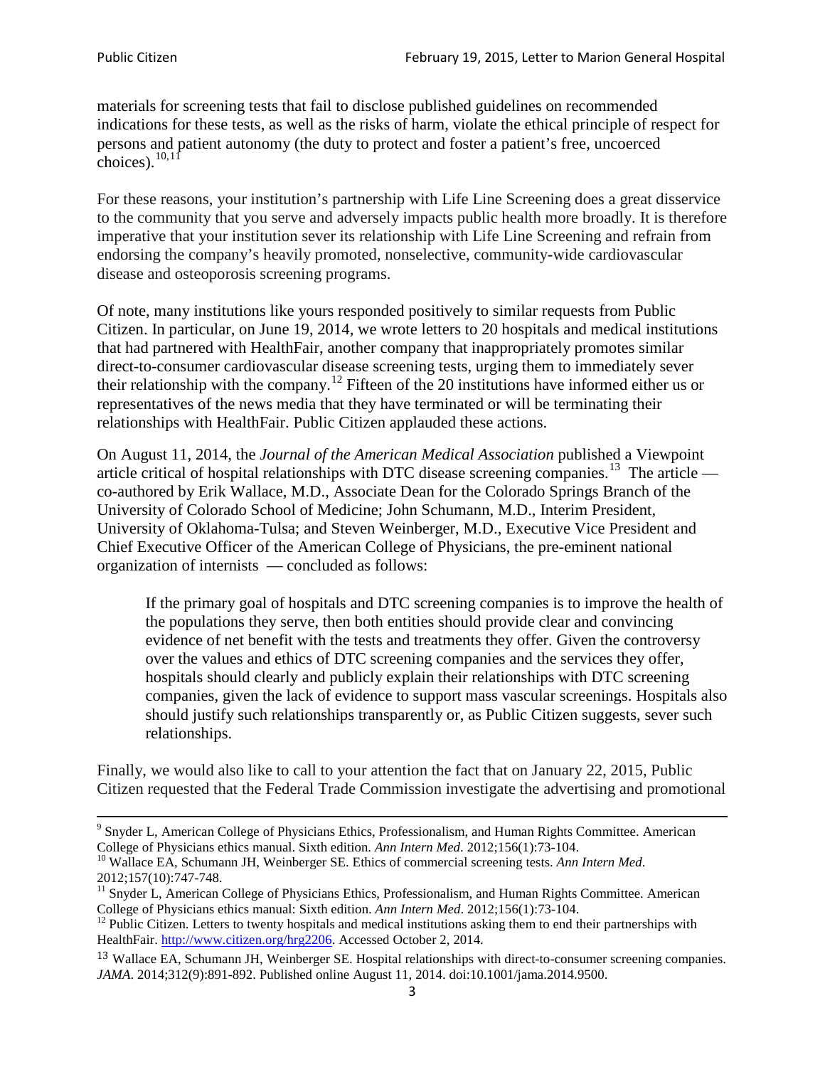materials for screening tests that fail to disclose published guidelines on recommended indications for these tests, as well as the risks of harm, violate the ethical principle of respect for persons and patient autonomy (the duty to protect and foster a patient's free, uncoerced choices).[10,11]

For these reasons, your institution's partnership with Life Line Screening does a great disservice to the community that you serve and adversely impacts public health more broadly. It is therefore imperative that your institution sever its relationship with Life Line Screening and refrain from endorsing the company's heavily promoted, nonselective, community-wide cardiovascular disease and osteoporosis screening programs.

Of note, many institutions like yours responded positively to similar requests from Public Citizen. In particular, on June 19, 2014, we wrote letters to 20 hospitals and medical institutions that had partnered with HealthFair, another company that inappropriately promotes similar direct-to-consumer cardiovascular disease screening tests, urging them to immediately sever their relationship with the company.[12] Fifteen of the 20 institutions have informed either us or representatives of the news media that they have terminated or will be terminating their relationships with HealthFair. Public Citizen applauded these actions.

On August 11, 2014, the *Journal of the American Medical Association* published a Viewpoint article critical of hospital relationships with DTC disease screening companies.[13] The article — co-authored by Erik Wallace, M.D., Associate Dean for the Colorado Springs Branch of the University of Colorado School of Medicine; John Schumann, M.D., Interim President, University of Oklahoma-Tulsa; and Steven Weinberger, M.D., Executive Vice President and Chief Executive Officer of the American College of Physicians, the pre-eminent national organization of internists — concluded as follows:

> If the primary goal of hospitals and DTC screening companies is to improve the health of the populations they serve, then both entities should provide clear and convincing evidence of net benefit with the tests and treatments they offer. Given the controversy over the values and ethics of DTC screening companies and the services they offer, hospitals should clearly and publicly explain their relationships with DTC screening companies, given the lack of evidence to support mass vascular screenings. Hospitals also should justify such relationships transparently or, as Public Citizen suggests, sever such relationships.

Finally, we would also like to call to your attention the fact that on January 22, 2015, Public Citizen requested that the Federal Trade Commission investigate the advertising and promotional

---

[9] Snyder L, American College of Physicians Ethics, Professionalism, and Human Rights Committee. American College of Physicians ethics manual. Sixth edition. *Ann Intern Med*. 2012;156(1):73-104.

[10] Wallace EA, Schumann JH, Weinberger SE. Ethics of commercial screening tests. *Ann Intern Med*. 2012;157(10):747-748.

[11] Snyder L, American College of Physicians Ethics, Professionalism, and Human Rights Committee. American College of Physicians ethics manual: Sixth edition. *Ann Intern Med*. 2012;156(1):73-104.

[12] Public Citizen. Letters to twenty hospitals and medical institutions asking them to end their partnerships with HealthFair. http://www.citizen.org/hrg2206. Accessed October 2, 2014.

[13] Wallace EA, Schumann JH, Weinberger SE. Hospital relationships with direct-to-consumer screening companies. *JAMA*. 2014;312(9):891-892. Published online August 11, 2014. doi:10.1001/jama.2014.9500.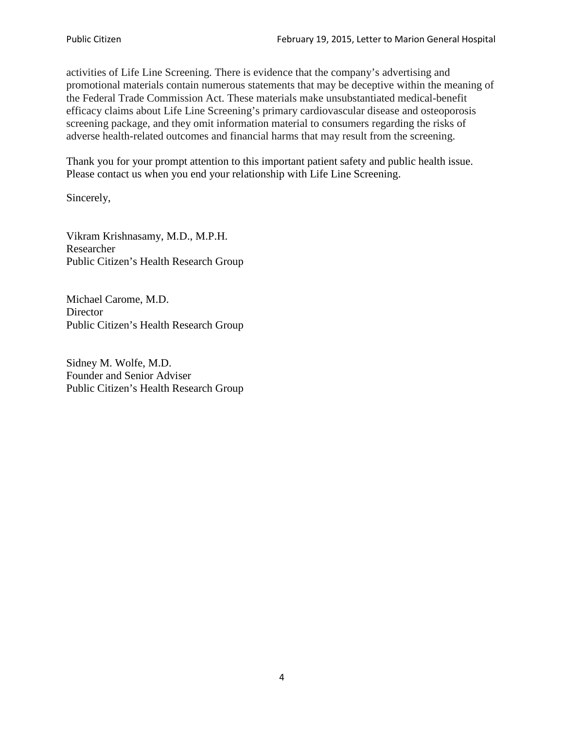activities of Life Line Screening. There is evidence that the company's advertising and promotional materials contain numerous statements that may be deceptive within the meaning of the Federal Trade Commission Act. These materials make unsubstantiated medical-benefit efficacy claims about Life Line Screening's primary cardiovascular disease and osteoporosis screening package, and they omit information material to consumers regarding the risks of adverse health-related outcomes and financial harms that may result from the screening.

Thank you for your prompt attention to this important patient safety and public health issue. Please contact us when you end your relationship with Life Line Screening.

Sincerely,

Vikram Krishnasamy, M.D., M.P.H.
Researcher
Public Citizen's Health Research Group

Michael Carome, M.D.
Director
Public Citizen's Health Research Group

Sidney M. Wolfe, M.D.
Founder and Senior Adviser
Public Citizen's Health Research Group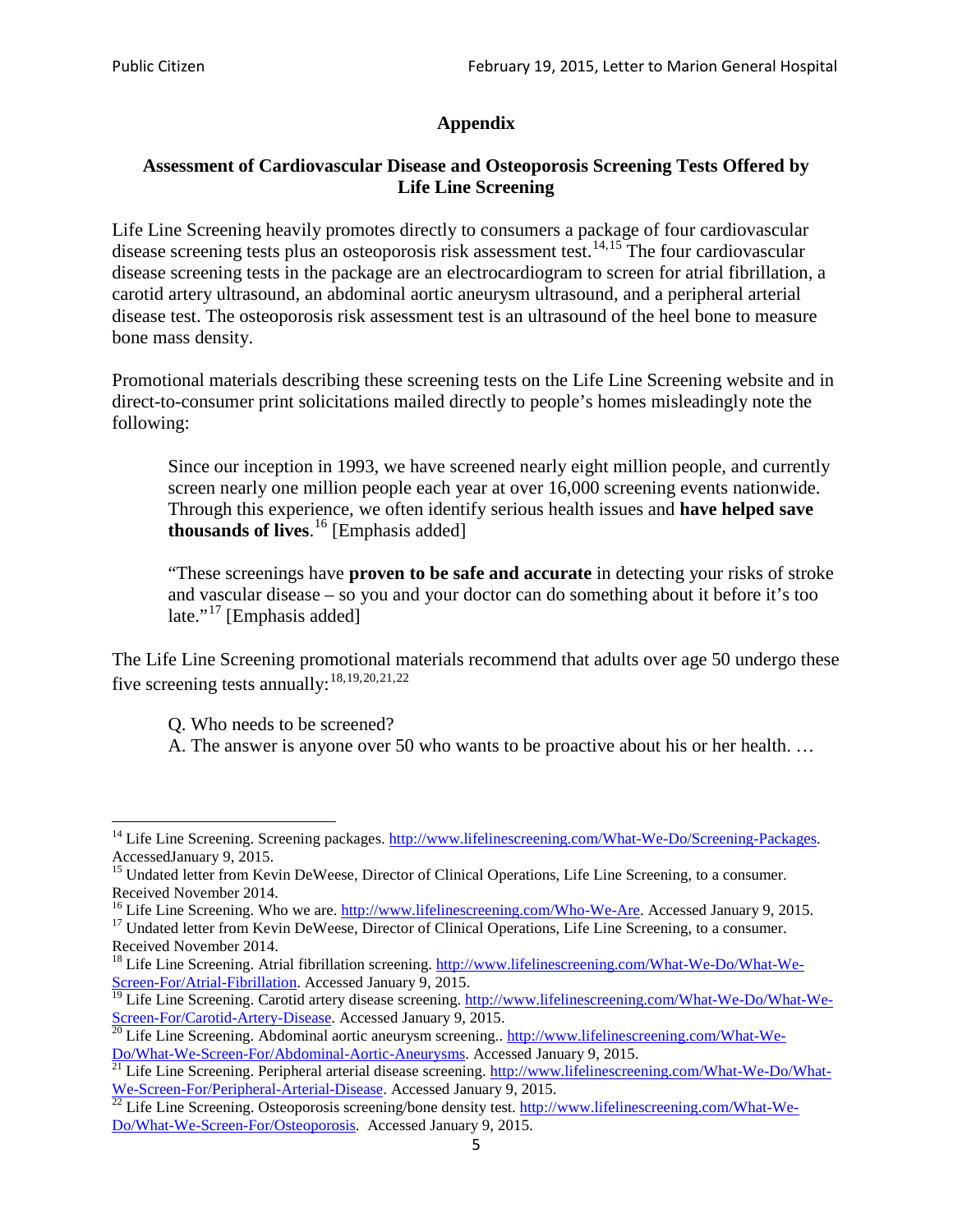# Appendix

## Assessment of Cardiovascular Disease and Osteoporosis Screening Tests Offered by Life Line Screening

Life Line Screening heavily promotes directly to consumers a package of four cardiovascular disease screening tests plus an osteoporosis risk assessment test.[14,15] The four cardiovascular disease screening tests in the package are an electrocardiogram to screen for atrial fibrillation, a carotid artery ultrasound, an abdominal aortic aneurysm ultrasound, and a peripheral arterial disease test. The osteoporosis risk assessment test is an ultrasound of the heel bone to measure bone mass density.

Promotional materials describing these screening tests on the Life Line Screening website and in direct-to-consumer print solicitations mailed directly to people's homes misleadingly note the following:

> Since our inception in 1993, we have screened nearly eight million people, and currently screen nearly one million people each year at over 16,000 screening events nationwide. Through this experience, we often identify serious health issues and **have helped save thousands of lives**.[16] [Emphasis added]
>
> "These screenings have **proven to be safe and accurate** in detecting your risks of stroke and vascular disease – so you and your doctor can do something about it before it's too late."[17] [Emphasis added]

The Life Line Screening promotional materials recommend that adults over age 50 undergo these five screening tests annually:[18,19,20,21,22]

> Q. Who needs to be screened?
> A. The answer is anyone over 50 who wants to be proactive about his or her health. …

---

[14] Life Line Screening. Screening packages. http://www.lifelinescreening.com/What-We-Do/Screening-Packages. AccessedJanuary 9, 2015.

[15] Undated letter from Kevin DeWeese, Director of Clinical Operations, Life Line Screening, to a consumer. Received November 2014.

[16] Life Line Screening. Who we are. http://www.lifelinescreening.com/Who-We-Are. Accessed January 9, 2015.

[17] Undated letter from Kevin DeWeese, Director of Clinical Operations, Life Line Screening, to a consumer. Received November 2014.

[18] Life Line Screening. Atrial fibrillation screening. http://www.lifelinescreening.com/What-We-Do/What-We-Screen-For/Atrial-Fibrillation. Accessed January 9, 2015.

[19] Life Line Screening. Carotid artery disease screening. http://www.lifelinescreening.com/What-We-Do/What-We-Screen-For/Carotid-Artery-Disease. Accessed January 9, 2015.

[20] Life Line Screening. Abdominal aortic aneurysm screening.. http://www.lifelinescreening.com/What-We-Do/What-We-Screen-For/Abdominal-Aortic-Aneurysms. Accessed January 9, 2015.

[21] Life Line Screening. Peripheral arterial disease screening. http://www.lifelinescreening.com/What-We-Do/What-We-Screen-For/Peripheral-Arterial-Disease. Accessed January 9, 2015.

[22] Life Line Screening. Osteoporosis screening/bone density test. http://www.lifelinescreening.com/What-We-Do/What-We-Screen-For/Osteoporosis. Accessed January 9, 2015.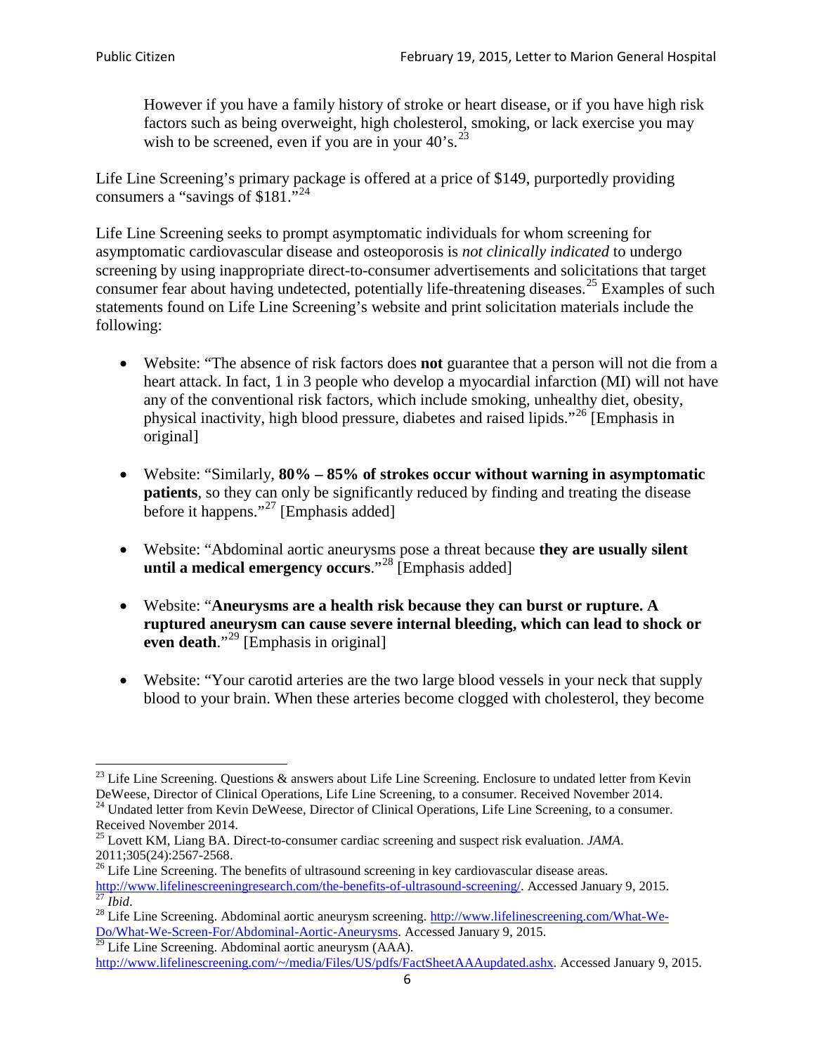> However if you have a family history of stroke or heart disease, or if you have high risk factors such as being overweight, high cholesterol, smoking, or lack exercise you may wish to be screened, even if you are in your 40's.[23]

Life Line Screening's primary package is offered at a price of $149, purportedly providing consumers a "savings of $181."[24]

Life Line Screening seeks to prompt asymptomatic individuals for whom screening for asymptomatic cardiovascular disease and osteoporosis is *not clinically indicated* to undergo screening by using inappropriate direct-to-consumer advertisements and solicitations that target consumer fear about having undetected, potentially life-threatening diseases.[25] Examples of such statements found on Life Line Screening's website and print solicitation materials include the following:

- Website: "The absence of risk factors does **not** guarantee that a person will not die from a heart attack. In fact, 1 in 3 people who develop a myocardial infarction (MI) will not have any of the conventional risk factors, which include smoking, unhealthy diet, obesity, physical inactivity, high blood pressure, diabetes and raised lipids."[26] [Emphasis in original]

- Website: "Similarly, **80% – 85% of strokes occur without warning in asymptomatic patients**, so they can only be significantly reduced by finding and treating the disease before it happens."[27] [Emphasis added]

- Website: "Abdominal aortic aneurysms pose a threat because **they are usually silent until a medical emergency occurs**."[28] [Emphasis added]

- Website: "**Aneurysms are a health risk because they can burst or rupture. A ruptured aneurysm can cause severe internal bleeding, which can lead to shock or even death**."[29] [Emphasis in original]

- Website: "Your carotid arteries are the two large blood vessels in your neck that supply blood to your brain. When these arteries become clogged with cholesterol, they become

---

[23] Life Line Screening. Questions & answers about Life Line Screening. Enclosure to undated letter from Kevin DeWeese, Director of Clinical Operations, Life Line Screening, to a consumer. Received November 2014.

[24] Undated letter from Kevin DeWeese, Director of Clinical Operations, Life Line Screening, to a consumer. Received November 2014.

[25] Lovett KM, Liang BA. Direct-to-consumer cardiac screening and suspect risk evaluation. *JAMA*. 2011;305(24):2567-2568.

[26] Life Line Screening. The benefits of ultrasound screening in key cardiovascular disease areas. http://www.lifelinescreeningresearch.com/the-benefits-of-ultrasound-screening/. Accessed January 9, 2015.

[27] *Ibid*.

[28] Life Line Screening. Abdominal aortic aneurysm screening. http://www.lifelinescreening.com/What-We-Do/What-We-Screen-For/Abdominal-Aortic-Aneurysms. Accessed January 9, 2015.

[29] Life Line Screening. Abdominal aortic aneurysm (AAA). http://www.lifelinescreening.com/~/media/Files/US/pdfs/FactSheetAAAupdated.ashx. Accessed January 9, 2015.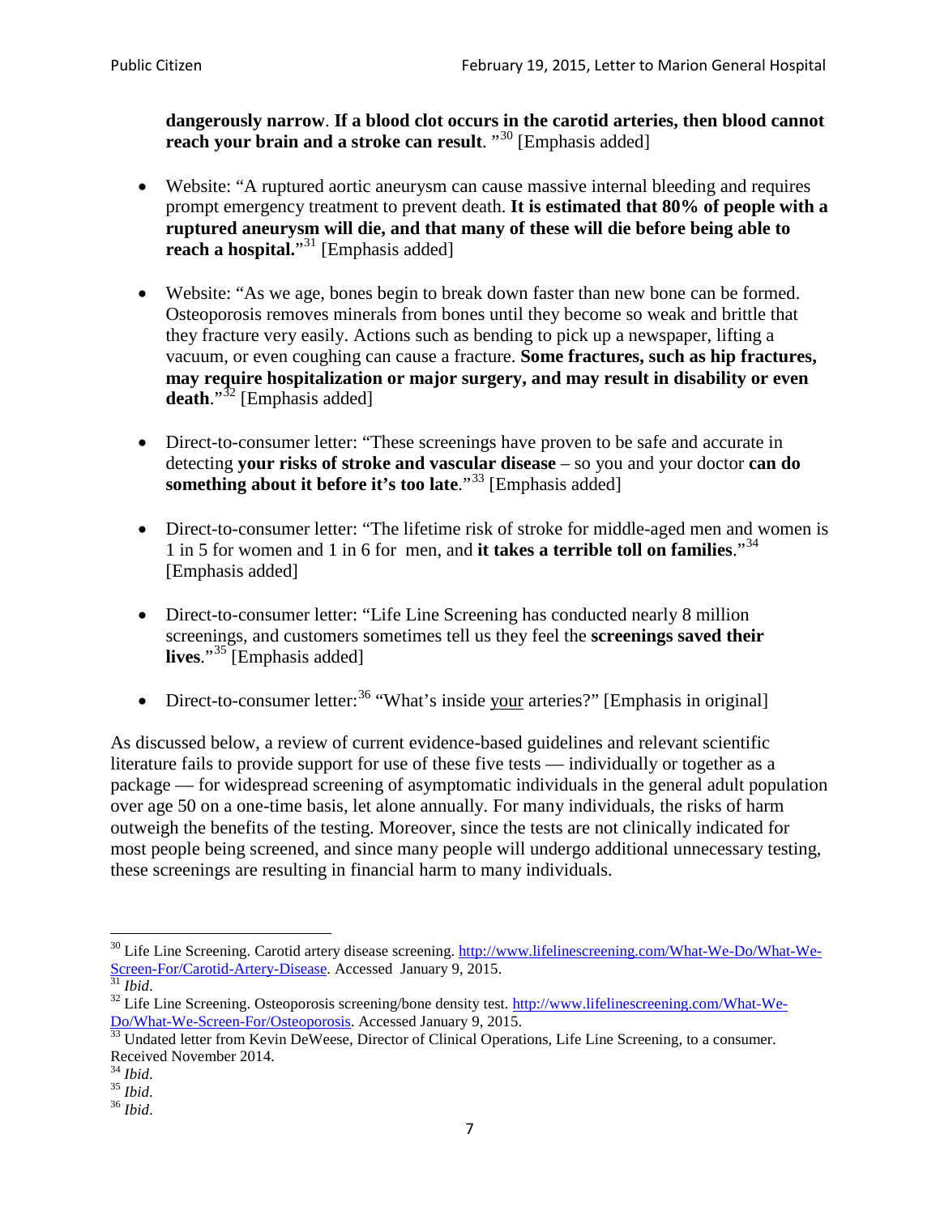**dangerously narrow**. **If a blood clot occurs in the carotid arteries, then blood cannot reach your brain and a stroke can result**. "[30] [Emphasis added]

- Website: "A ruptured aortic aneurysm can cause massive internal bleeding and requires prompt emergency treatment to prevent death. **It is estimated that 80% of people with a ruptured aneurysm will die, and that many of these will die before being able to reach a hospital.**"[31] [Emphasis added]

- Website: "As we age, bones begin to break down faster than new bone can be formed. Osteoporosis removes minerals from bones until they become so weak and brittle that they fracture very easily. Actions such as bending to pick up a newspaper, lifting a vacuum, or even coughing can cause a fracture. **Some fractures, such as hip fractures, may require hospitalization or major surgery, and may result in disability or even death**."[32] [Emphasis added]

- Direct-to-consumer letter: "These screenings have proven to be safe and accurate in detecting **your risks of stroke and vascular disease** – so you and your doctor **can do something about it before it's too late**."[33] [Emphasis added]

- Direct-to-consumer letter: "The lifetime risk of stroke for middle-aged men and women is 1 in 5 for women and 1 in 6 for men, and **it takes a terrible toll on families**."[34] [Emphasis added]

- Direct-to-consumer letter: "Life Line Screening has conducted nearly 8 million screenings, and customers sometimes tell us they feel the **screenings saved their lives**."[35] [Emphasis added]

- Direct-to-consumer letter:[36] "What's inside <u>your</u> arteries?" [Emphasis in original]

As discussed below, a review of current evidence-based guidelines and relevant scientific literature fails to provide support for use of these five tests — individually or together as a package — for widespread screening of asymptomatic individuals in the general adult population over age 50 on a one-time basis, let alone annually. For many individuals, the risks of harm outweigh the benefits of the testing. Moreover, since the tests are not clinically indicated for most people being screened, and since many people will undergo additional unnecessary testing, these screenings are resulting in financial harm to many individuals.

---

[30] Life Line Screening. Carotid artery disease screening. http://www.lifelinescreening.com/What-We-Do/What-We-Screen-For/Carotid-Artery-Disease. Accessed January 9, 2015.

[31] *Ibid*.

[32] Life Line Screening. Osteoporosis screening/bone density test. http://www.lifelinescreening.com/What-We-Do/What-We-Screen-For/Osteoporosis. Accessed January 9, 2015.

[33] Undated letter from Kevin DeWeese, Director of Clinical Operations, Life Line Screening, to a consumer. Received November 2014.

[34] *Ibid*.

[35] *Ibid*.

[36] *Ibid*.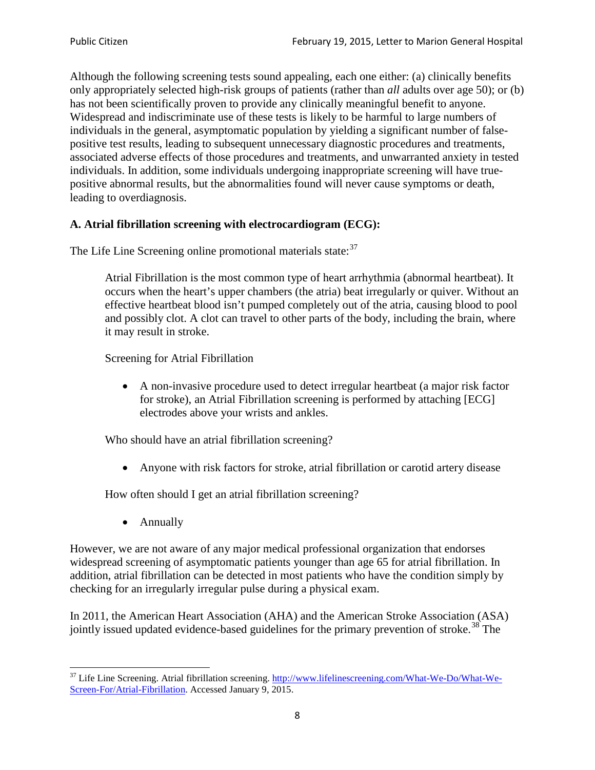Although the following screening tests sound appealing, each one either: (a) clinically benefits only appropriately selected high-risk groups of patients (rather than *all* adults over age 50); or (b) has not been scientifically proven to provide any clinically meaningful benefit to anyone. Widespread and indiscriminate use of these tests is likely to be harmful to large numbers of individuals in the general, asymptomatic population by yielding a significant number of false-positive test results, leading to subsequent unnecessary diagnostic procedures and treatments, associated adverse effects of those procedures and treatments, and unwarranted anxiety in tested individuals. In addition, some individuals undergoing inappropriate screening will have true-positive abnormal results, but the abnormalities found will never cause symptoms or death, leading to overdiagnosis.

**A. Atrial fibrillation screening with electrocardiogram (ECG):**

The Life Line Screening online promotional materials state:[37]

> Atrial Fibrillation is the most common type of heart arrhythmia (abnormal heartbeat). It occurs when the heart's upper chambers (the atria) beat irregularly or quiver. Without an effective heartbeat blood isn't pumped completely out of the atria, causing blood to pool and possibly clot. A clot can travel to other parts of the body, including the brain, where it may result in stroke.
>
> Screening for Atrial Fibrillation
>
> - A non-invasive procedure used to detect irregular heartbeat (a major risk factor for stroke), an Atrial Fibrillation screening is performed by attaching [ECG] electrodes above your wrists and ankles.
>
> Who should have an atrial fibrillation screening?
>
> - Anyone with risk factors for stroke, atrial fibrillation or carotid artery disease
>
> How often should I get an atrial fibrillation screening?
>
> - Annually

However, we are not aware of any major medical professional organization that endorses widespread screening of asymptomatic patients younger than age 65 for atrial fibrillation. In addition, atrial fibrillation can be detected in most patients who have the condition simply by checking for an irregularly irregular pulse during a physical exam.

In 2011, the American Heart Association (AHA) and the American Stroke Association (ASA) jointly issued updated evidence-based guidelines for the primary prevention of stroke.[38] The

---

[37] Life Line Screening. Atrial fibrillation screening. http://www.lifelinescreening.com/What-We-Do/What-We-Screen-For/Atrial-Fibrillation. Accessed January 9, 2015.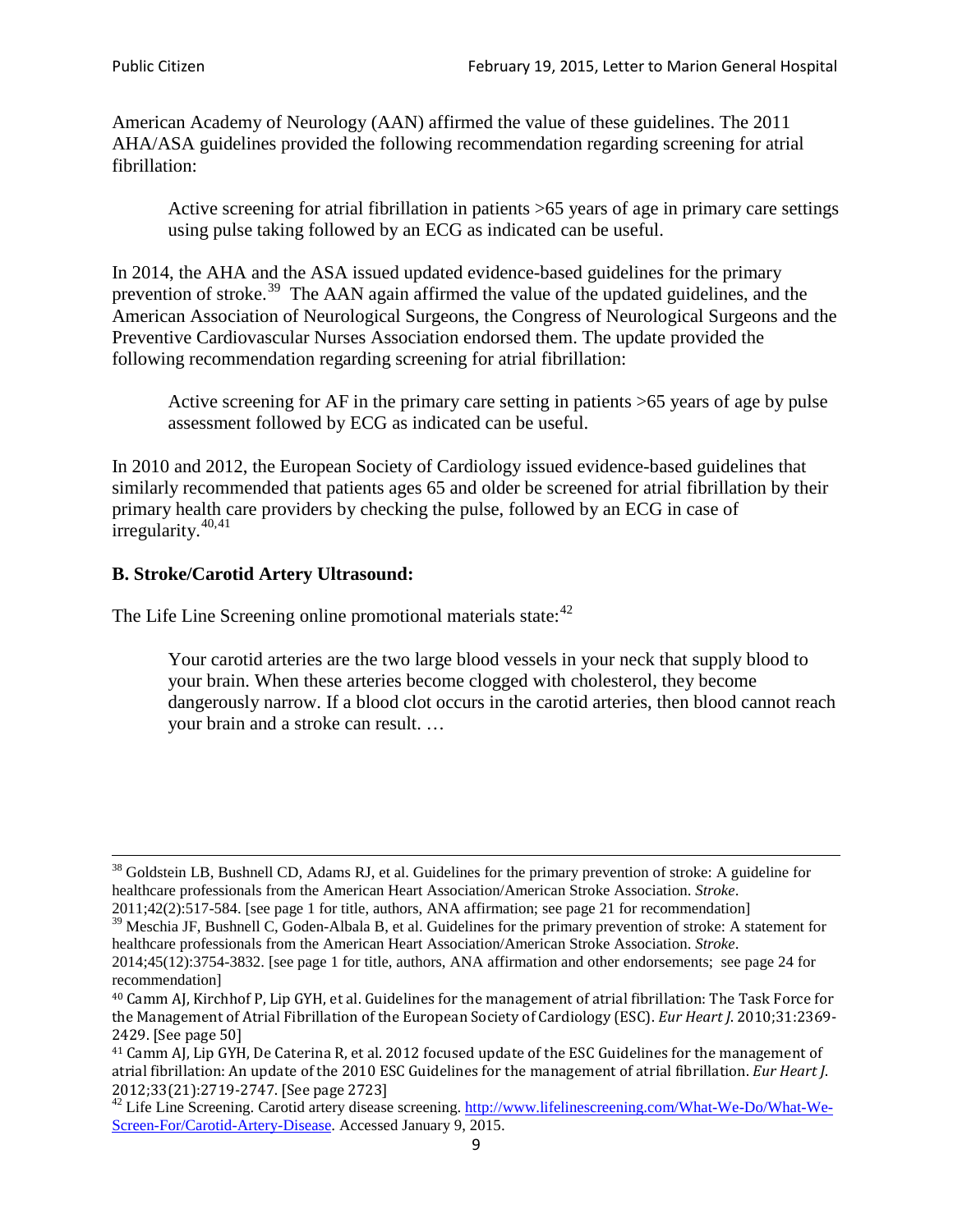American Academy of Neurology (AAN) affirmed the value of these guidelines. The 2011 AHA/ASA guidelines provided the following recommendation regarding screening for atrial fibrillation:

> Active screening for atrial fibrillation in patients >65 years of age in primary care settings using pulse taking followed by an ECG as indicated can be useful.

In 2014, the AHA and the ASA issued updated evidence-based guidelines for the primary prevention of stroke.[39] The AAN again affirmed the value of the updated guidelines, and the American Association of Neurological Surgeons, the Congress of Neurological Surgeons and the Preventive Cardiovascular Nurses Association endorsed them. The update provided the following recommendation regarding screening for atrial fibrillation:

> Active screening for AF in the primary care setting in patients >65 years of age by pulse assessment followed by ECG as indicated can be useful.

In 2010 and 2012, the European Society of Cardiology issued evidence-based guidelines that similarly recommended that patients ages 65 and older be screened for atrial fibrillation by their primary health care providers by checking the pulse, followed by an ECG in case of irregularity.[40,41]

**B. Stroke/Carotid Artery Ultrasound:**

The Life Line Screening online promotional materials state:[42]

> Your carotid arteries are the two large blood vessels in your neck that supply blood to your brain. When these arteries become clogged with cholesterol, they become dangerously narrow. If a blood clot occurs in the carotid arteries, then blood cannot reach your brain and a stroke can result. …

---

[38] Goldstein LB, Bushnell CD, Adams RJ, et al. Guidelines for the primary prevention of stroke: A guideline for healthcare professionals from the American Heart Association/American Stroke Association. *Stroke*. 2011;42(2):517-584. [see page 1 for title, authors, ANA affirmation; see page 21 for recommendation]

[39] Meschia JF, Bushnell C, Goden-Albala B, et al. Guidelines for the primary prevention of stroke: A statement for healthcare professionals from the American Heart Association/American Stroke Association. *Stroke*. 2014;45(12):3754-3832. [see page 1 for title, authors, ANA affirmation and other endorsements; see page 24 for recommendation]

[40] Camm AJ, Kirchhof P, Lip GYH, et al. Guidelines for the management of atrial fibrillation: The Task Force for the Management of Atrial Fibrillation of the European Society of Cardiology (ESC). *Eur Heart J*. 2010;31:2369-2429. [See page 50]

[41] Camm AJ, Lip GYH, De Caterina R, et al. 2012 focused update of the ESC Guidelines for the management of atrial fibrillation: An update of the 2010 ESC Guidelines for the management of atrial fibrillation. *Eur Heart J*. 2012;33(21):2719-2747. [See page 2723]

[42] Life Line Screening. Carotid artery disease screening. http://www.lifelinescreening.com/What-We-Do/What-We-Screen-For/Carotid-Artery-Disease. Accessed January 9, 2015.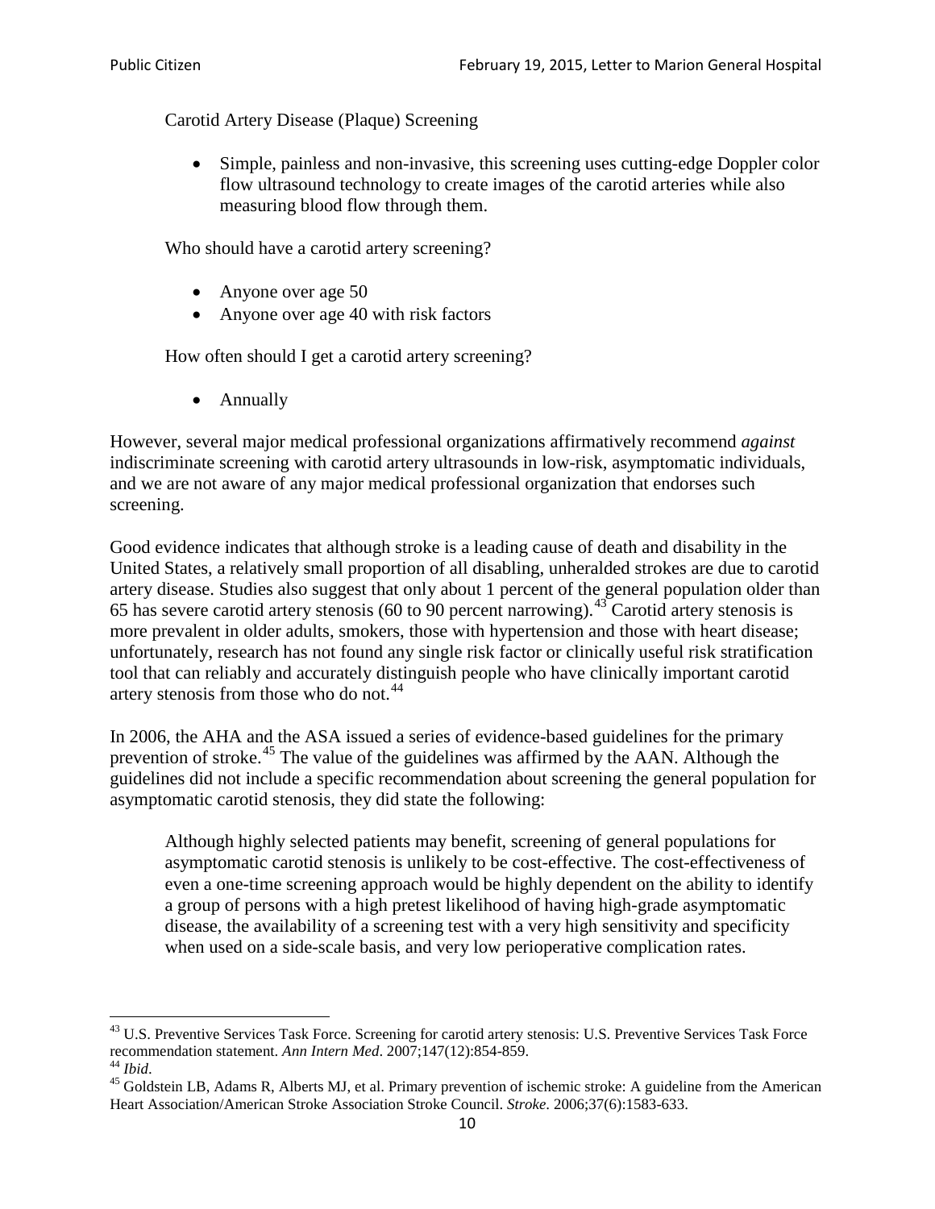Carotid Artery Disease (Plaque) Screening

- Simple, painless and non-invasive, this screening uses cutting-edge Doppler color flow ultrasound technology to create images of the carotid arteries while also measuring blood flow through them.

Who should have a carotid artery screening?

- Anyone over age 50
- Anyone over age 40 with risk factors

How often should I get a carotid artery screening?

- Annually

However, several major medical professional organizations affirmatively recommend *against* indiscriminate screening with carotid artery ultrasounds in low-risk, asymptomatic individuals, and we are not aware of any major medical professional organization that endorses such screening.

Good evidence indicates that although stroke is a leading cause of death and disability in the United States, a relatively small proportion of all disabling, unheralded strokes are due to carotid artery disease. Studies also suggest that only about 1 percent of the general population older than 65 has severe carotid artery stenosis (60 to 90 percent narrowing).[43] Carotid artery stenosis is more prevalent in older adults, smokers, those with hypertension and those with heart disease; unfortunately, research has not found any single risk factor or clinically useful risk stratification tool that can reliably and accurately distinguish people who have clinically important carotid artery stenosis from those who do not.[44]

In 2006, the AHA and the ASA issued a series of evidence-based guidelines for the primary prevention of stroke.[45] The value of the guidelines was affirmed by the AAN. Although the guidelines did not include a specific recommendation about screening the general population for asymptomatic carotid stenosis, they did state the following:

> Although highly selected patients may benefit, screening of general populations for asymptomatic carotid stenosis is unlikely to be cost-effective. The cost-effectiveness of even a one-time screening approach would be highly dependent on the ability to identify a group of persons with a high pretest likelihood of having high-grade asymptomatic disease, the availability of a screening test with a very high sensitivity and specificity when used on a side-scale basis, and very low perioperative complication rates.

---

[43] U.S. Preventive Services Task Force. Screening for carotid artery stenosis: U.S. Preventive Services Task Force recommendation statement. *Ann Intern Med*. 2007;147(12):854-859.

[44] *Ibid*.

[45] Goldstein LB, Adams R, Alberts MJ, et al. Primary prevention of ischemic stroke: A guideline from the American Heart Association/American Stroke Association Stroke Council. *Stroke*. 2006;37(6):1583-633.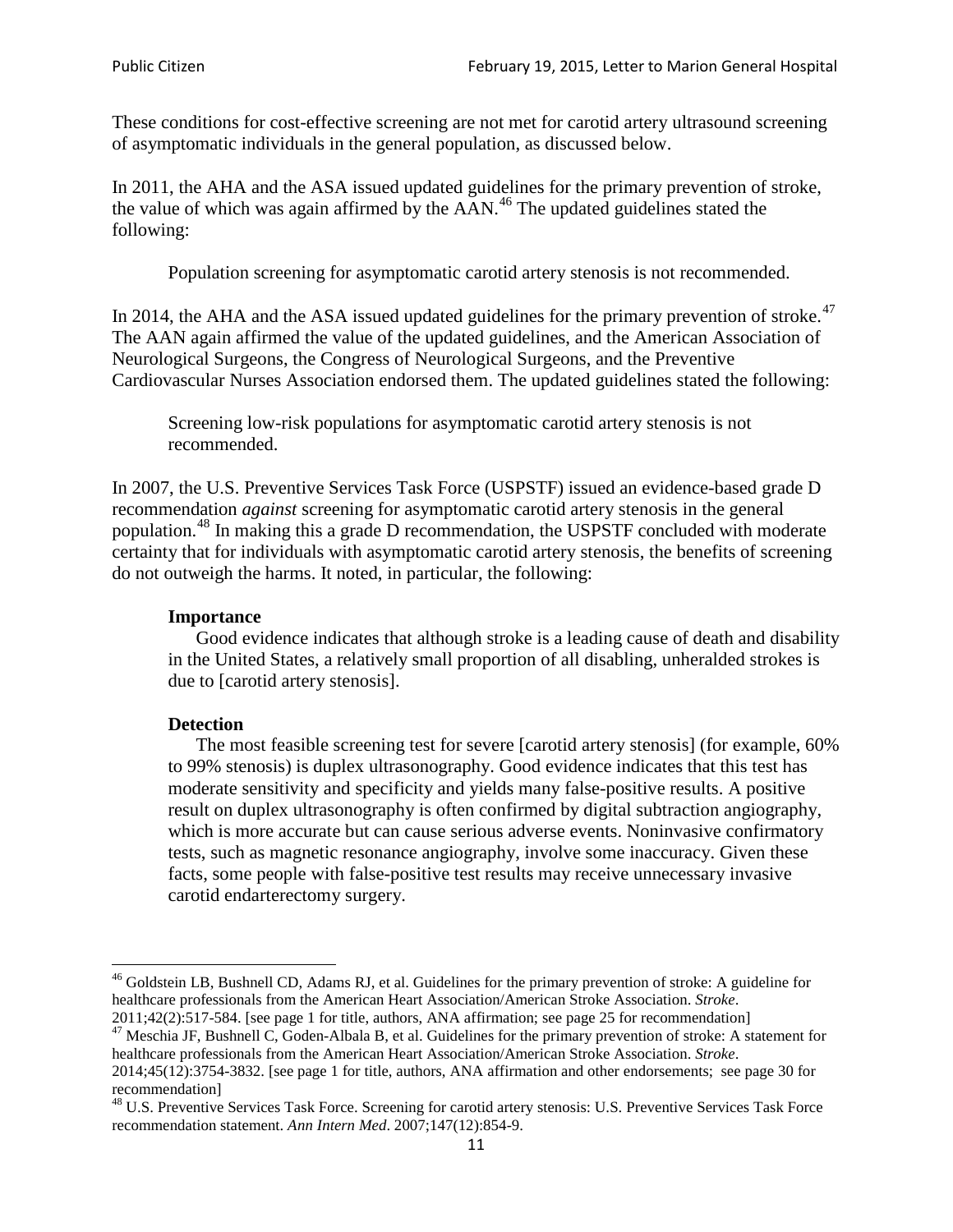These conditions for cost-effective screening are not met for carotid artery ultrasound screening of asymptomatic individuals in the general population, as discussed below.

In 2011, the AHA and the ASA issued updated guidelines for the primary prevention of stroke, the value of which was again affirmed by the AAN.[46] The updated guidelines stated the following:

> Population screening for asymptomatic carotid artery stenosis is not recommended.

In 2014, the AHA and the ASA issued updated guidelines for the primary prevention of stroke.[47] The AAN again affirmed the value of the updated guidelines, and the American Association of Neurological Surgeons, the Congress of Neurological Surgeons, and the Preventive Cardiovascular Nurses Association endorsed them. The updated guidelines stated the following:

> Screening low-risk populations for asymptomatic carotid artery stenosis is not recommended.

In 2007, the U.S. Preventive Services Task Force (USPSTF) issued an evidence-based grade D recommendation *against* screening for asymptomatic carotid artery stenosis in the general population.[48] In making this a grade D recommendation, the USPSTF concluded with moderate certainty that for individuals with asymptomatic carotid artery stenosis, the benefits of screening do not outweigh the harms. It noted, in particular, the following:

> **Importance**
>
> Good evidence indicates that although stroke is a leading cause of death and disability in the United States, a relatively small proportion of all disabling, unheralded strokes is due to [carotid artery stenosis].
>
> **Detection**
>
> The most feasible screening test for severe [carotid artery stenosis] (for example, 60% to 99% stenosis) is duplex ultrasonography. Good evidence indicates that this test has moderate sensitivity and specificity and yields many false-positive results. A positive result on duplex ultrasonography is often confirmed by digital subtraction angiography, which is more accurate but can cause serious adverse events. Noninvasive confirmatory tests, such as magnetic resonance angiography, involve some inaccuracy. Given these facts, some people with false-positive test results may receive unnecessary invasive carotid endarterectomy surgery.

---

[46] Goldstein LB, Bushnell CD, Adams RJ, et al. Guidelines for the primary prevention of stroke: A guideline for healthcare professionals from the American Heart Association/American Stroke Association. *Stroke*. 2011;42(2):517-584. [see page 1 for title, authors, ANA affirmation; see page 25 for recommendation]

[47] Meschia JF, Bushnell C, Goden-Albala B, et al. Guidelines for the primary prevention of stroke: A statement for healthcare professionals from the American Heart Association/American Stroke Association. *Stroke*. 2014;45(12):3754-3832. [see page 1 for title, authors, ANA affirmation and other endorsements; see page 30 for recommendation]

[48] U.S. Preventive Services Task Force. Screening for carotid artery stenosis: U.S. Preventive Services Task Force recommendation statement. *Ann Intern Med*. 2007;147(12):854-9.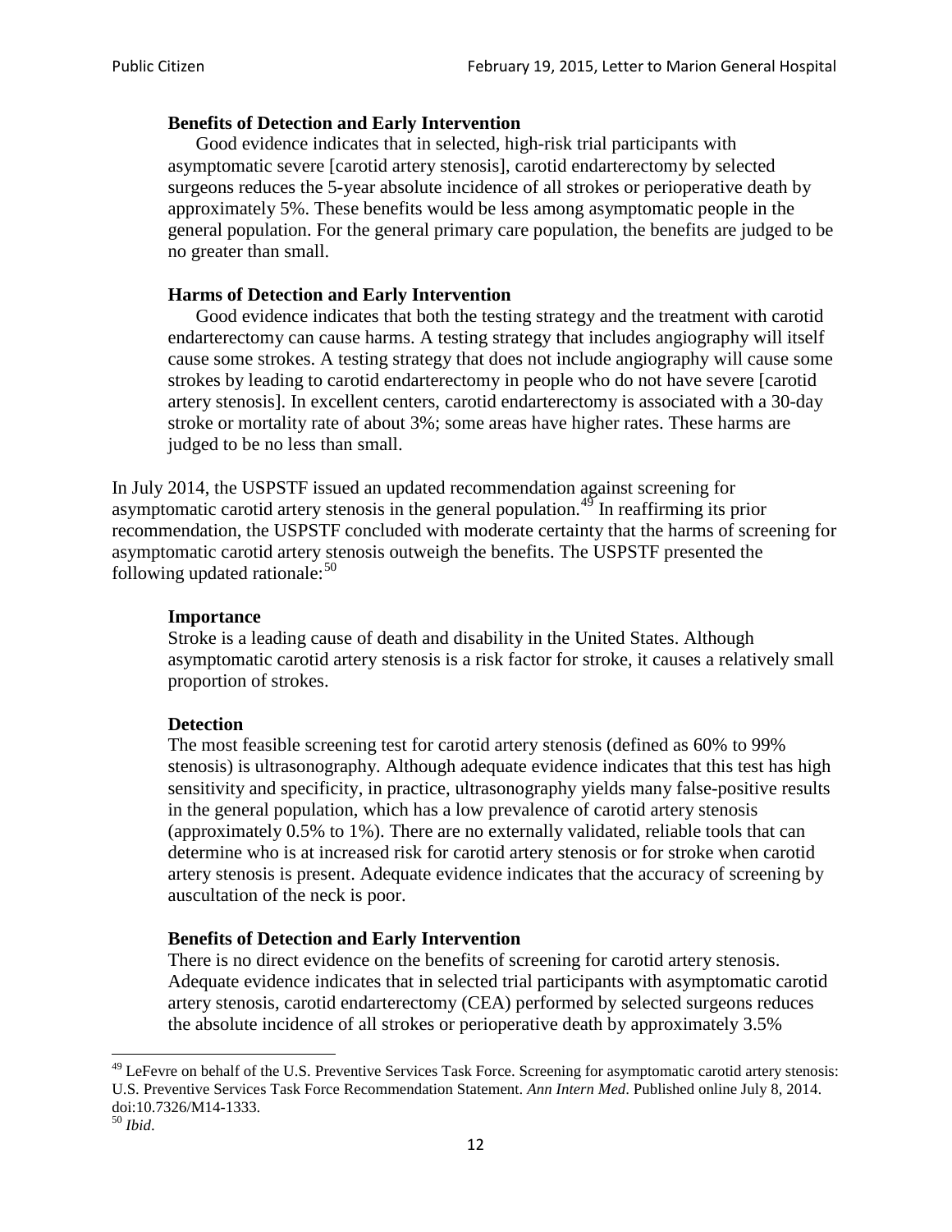> **Benefits of Detection and Early Intervention**
> Good evidence indicates that in selected, high-risk trial participants with asymptomatic severe [carotid artery stenosis], carotid endarterectomy by selected surgeons reduces the 5-year absolute incidence of all strokes or perioperative death by approximately 5%. These benefits would be less among asymptomatic people in the general population. For the general primary care population, the benefits are judged to be no greater than small.
>
> **Harms of Detection and Early Intervention**
> Good evidence indicates that both the testing strategy and the treatment with carotid endarterectomy can cause harms. A testing strategy that includes angiography will itself cause some strokes. A testing strategy that does not include angiography will cause some strokes by leading to carotid endarterectomy in people who do not have severe [carotid artery stenosis]. In excellent centers, carotid endarterectomy is associated with a 30-day stroke or mortality rate of about 3%; some areas have higher rates. These harms are judged to be no less than small.

In July 2014, the USPSTF issued an updated recommendation against screening for asymptomatic carotid artery stenosis in the general population.[49] In reaffirming its prior recommendation, the USPSTF concluded with moderate certainty that the harms of screening for asymptomatic carotid artery stenosis outweigh the benefits. The USPSTF presented the following updated rationale:[50]

> **Importance**
> Stroke is a leading cause of death and disability in the United States. Although asymptomatic carotid artery stenosis is a risk factor for stroke, it causes a relatively small proportion of strokes.
>
> **Detection**
> The most feasible screening test for carotid artery stenosis (defined as 60% to 99% stenosis) is ultrasonography. Although adequate evidence indicates that this test has high sensitivity and specificity, in practice, ultrasonography yields many false-positive results in the general population, which has a low prevalence of carotid artery stenosis (approximately 0.5% to 1%). There are no externally validated, reliable tools that can determine who is at increased risk for carotid artery stenosis or for stroke when carotid artery stenosis is present. Adequate evidence indicates that the accuracy of screening by auscultation of the neck is poor.
>
> **Benefits of Detection and Early Intervention**
> There is no direct evidence on the benefits of screening for carotid artery stenosis. Adequate evidence indicates that in selected trial participants with asymptomatic carotid artery stenosis, carotid endarterectomy (CEA) performed by selected surgeons reduces the absolute incidence of all strokes or perioperative death by approximately 3.5%

---

[49] LeFevre on behalf of the U.S. Preventive Services Task Force. Screening for asymptomatic carotid artery stenosis: U.S. Preventive Services Task Force Recommendation Statement. *Ann Intern Med*. Published online July 8, 2014. doi:10.7326/M14-1333.

[50] *Ibid*.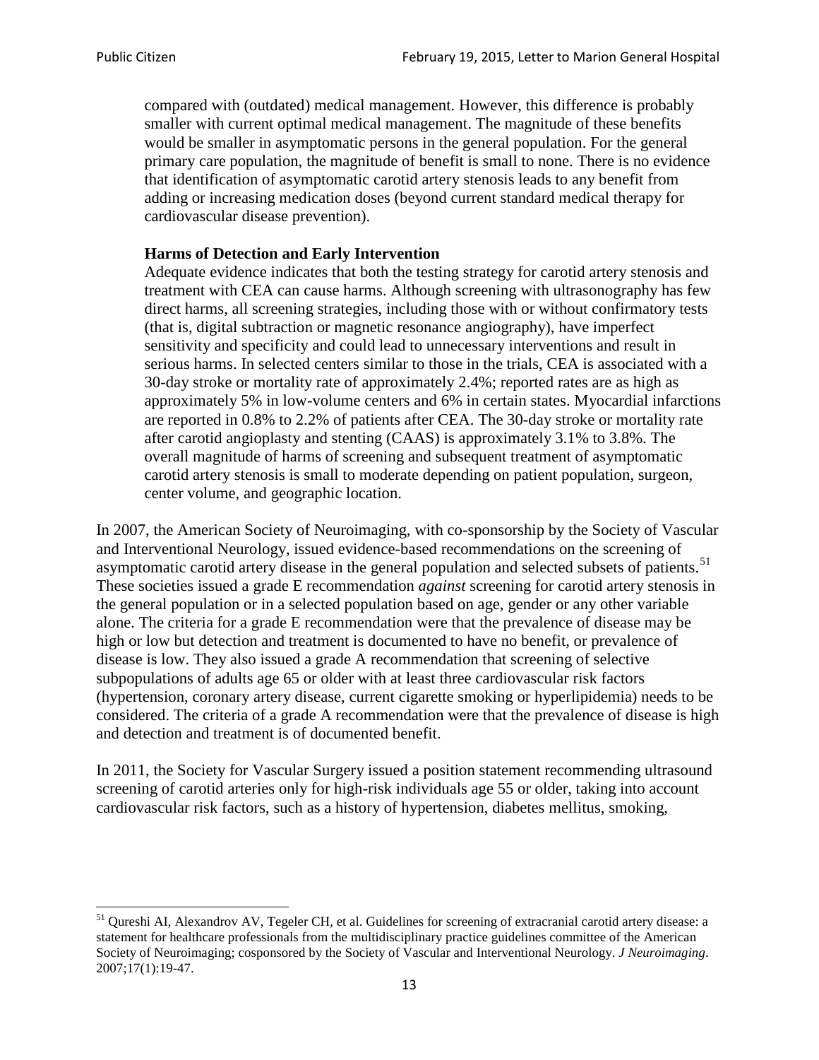> compared with (outdated) medical management. However, this difference is probably smaller with current optimal medical management. The magnitude of these benefits would be smaller in asymptomatic persons in the general population. For the general primary care population, the magnitude of benefit is small to none. There is no evidence that identification of asymptomatic carotid artery stenosis leads to any benefit from adding or increasing medication doses (beyond current standard medical therapy for cardiovascular disease prevention).
>
> **Harms of Detection and Early Intervention**
> Adequate evidence indicates that both the testing strategy for carotid artery stenosis and treatment with CEA can cause harms. Although screening with ultrasonography has few direct harms, all screening strategies, including those with or without confirmatory tests (that is, digital subtraction or magnetic resonance angiography), have imperfect sensitivity and specificity and could lead to unnecessary interventions and result in serious harms. In selected centers similar to those in the trials, CEA is associated with a 30-day stroke or mortality rate of approximately 2.4%; reported rates are as high as approximately 5% in low-volume centers and 6% in certain states. Myocardial infarctions are reported in 0.8% to 2.2% of patients after CEA. The 30-day stroke or mortality rate after carotid angioplasty and stenting (CAAS) is approximately 3.1% to 3.8%. The overall magnitude of harms of screening and subsequent treatment of asymptomatic carotid artery stenosis is small to moderate depending on patient population, surgeon, center volume, and geographic location.

In 2007, the American Society of Neuroimaging, with co-sponsorship by the Society of Vascular and Interventional Neurology, issued evidence-based recommendations on the screening of asymptomatic carotid artery disease in the general population and selected subsets of patients.[51] These societies issued a grade E recommendation *against* screening for carotid artery stenosis in the general population or in a selected population based on age, gender or any other variable alone. The criteria for a grade E recommendation were that the prevalence of disease may be high or low but detection and treatment is documented to have no benefit, or prevalence of disease is low. They also issued a grade A recommendation that screening of selective subpopulations of adults age 65 or older with at least three cardiovascular risk factors (hypertension, coronary artery disease, current cigarette smoking or hyperlipidemia) needs to be considered. The criteria of a grade A recommendation were that the prevalence of disease is high and detection and treatment is of documented benefit.

In 2011, the Society for Vascular Surgery issued a position statement recommending ultrasound screening of carotid arteries only for high-risk individuals age 55 or older, taking into account cardiovascular risk factors, such as a history of hypertension, diabetes mellitus, smoking,

[51] Qureshi AI, Alexandrov AV, Tegeler CH, et al. Guidelines for screening of extracranial carotid artery disease: a statement for healthcare professionals from the multidisciplinary practice guidelines committee of the American Society of Neuroimaging; cosponsored by the Society of Vascular and Interventional Neurology. *J Neuroimaging*. 2007;17(1):19-47.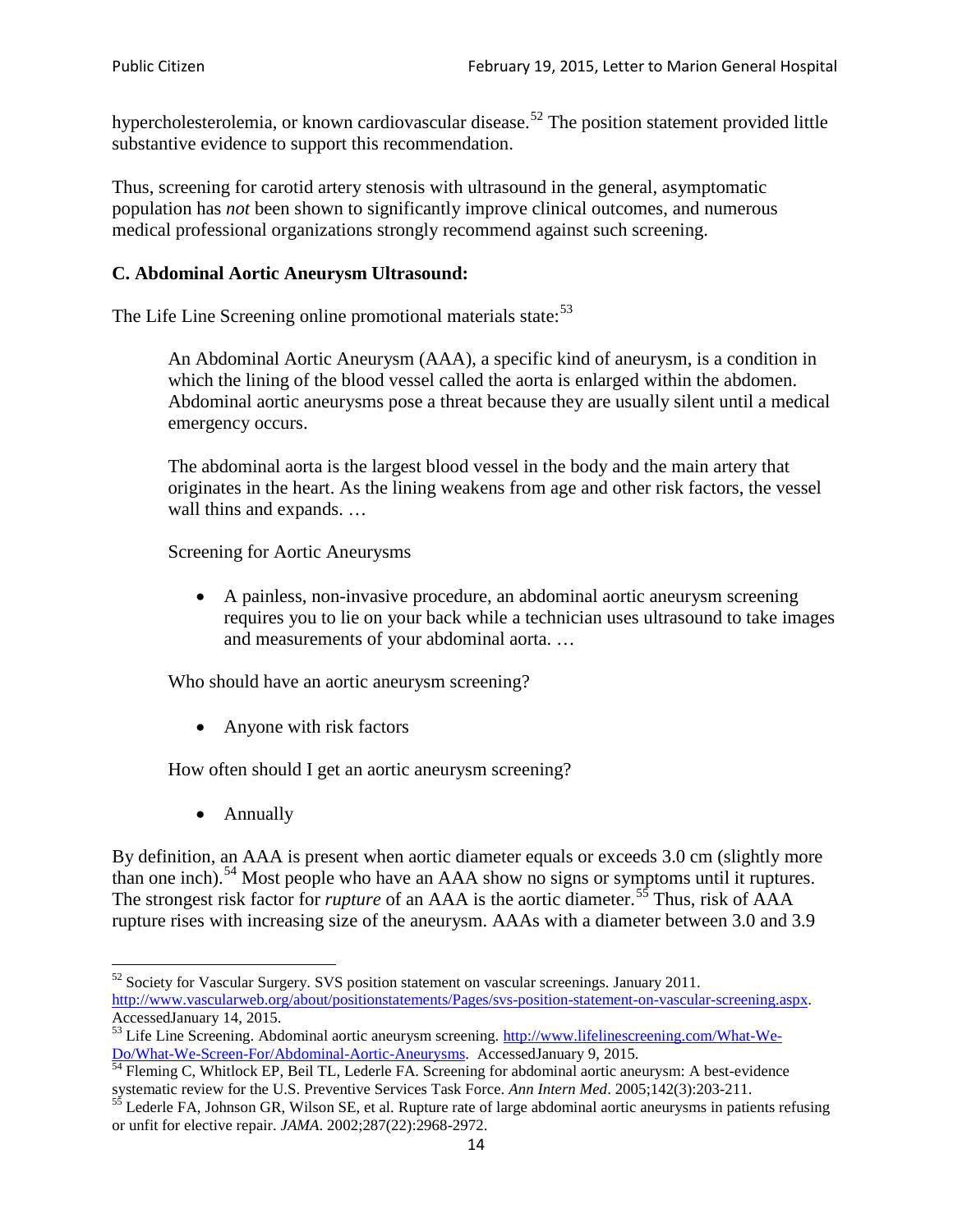hypercholesterolemia, or known cardiovascular disease.[52] The position statement provided little substantive evidence to support this recommendation.

Thus, screening for carotid artery stenosis with ultrasound in the general, asymptomatic population has *not* been shown to significantly improve clinical outcomes, and numerous medical professional organizations strongly recommend against such screening.

### C. Abdominal Aortic Aneurysm Ultrasound:

The Life Line Screening online promotional materials state:[53]

> An Abdominal Aortic Aneurysm (AAA), a specific kind of aneurysm, is a condition in which the lining of the blood vessel called the aorta is enlarged within the abdomen. Abdominal aortic aneurysms pose a threat because they are usually silent until a medical emergency occurs.
>
> The abdominal aorta is the largest blood vessel in the body and the main artery that originates in the heart. As the lining weakens from age and other risk factors, the vessel wall thins and expands. …
>
> Screening for Aortic Aneurysms
>
> - A painless, non-invasive procedure, an abdominal aortic aneurysm screening requires you to lie on your back while a technician uses ultrasound to take images and measurements of your abdominal aorta. …
>
> Who should have an aortic aneurysm screening?
>
> - Anyone with risk factors
>
> How often should I get an aortic aneurysm screening?
>
> - Annually

By definition, an AAA is present when aortic diameter equals or exceeds 3.0 cm (slightly more than one inch).[54] Most people who have an AAA show no signs or symptoms until it ruptures. The strongest risk factor for *rupture* of an AAA is the aortic diameter.[55] Thus, risk of AAA rupture rises with increasing size of the aneurysm. AAAs with a diameter between 3.0 and 3.9

---

[52] Society for Vascular Surgery. SVS position statement on vascular screenings. January 2011. http://www.vascularweb.org/about/positionstatements/Pages/svs-position-statement-on-vascular-screening.aspx. AccessedJanuary 14, 2015.

[53] Life Line Screening. Abdominal aortic aneurysm screening. http://www.lifelinescreening.com/What-We-Do/What-We-Screen-For/Abdominal-Aortic-Aneurysms. AccessedJanuary 9, 2015.

[54] Fleming C, Whitlock EP, Beil TL, Lederle FA. Screening for abdominal aortic aneurysm: A best-evidence systematic review for the U.S. Preventive Services Task Force. *Ann Intern Med*. 2005;142(3):203-211.

[55] Lederle FA, Johnson GR, Wilson SE, et al. Rupture rate of large abdominal aortic aneurysms in patients refusing or unfit for elective repair. *JAMA*. 2002;287(22):2968-2972.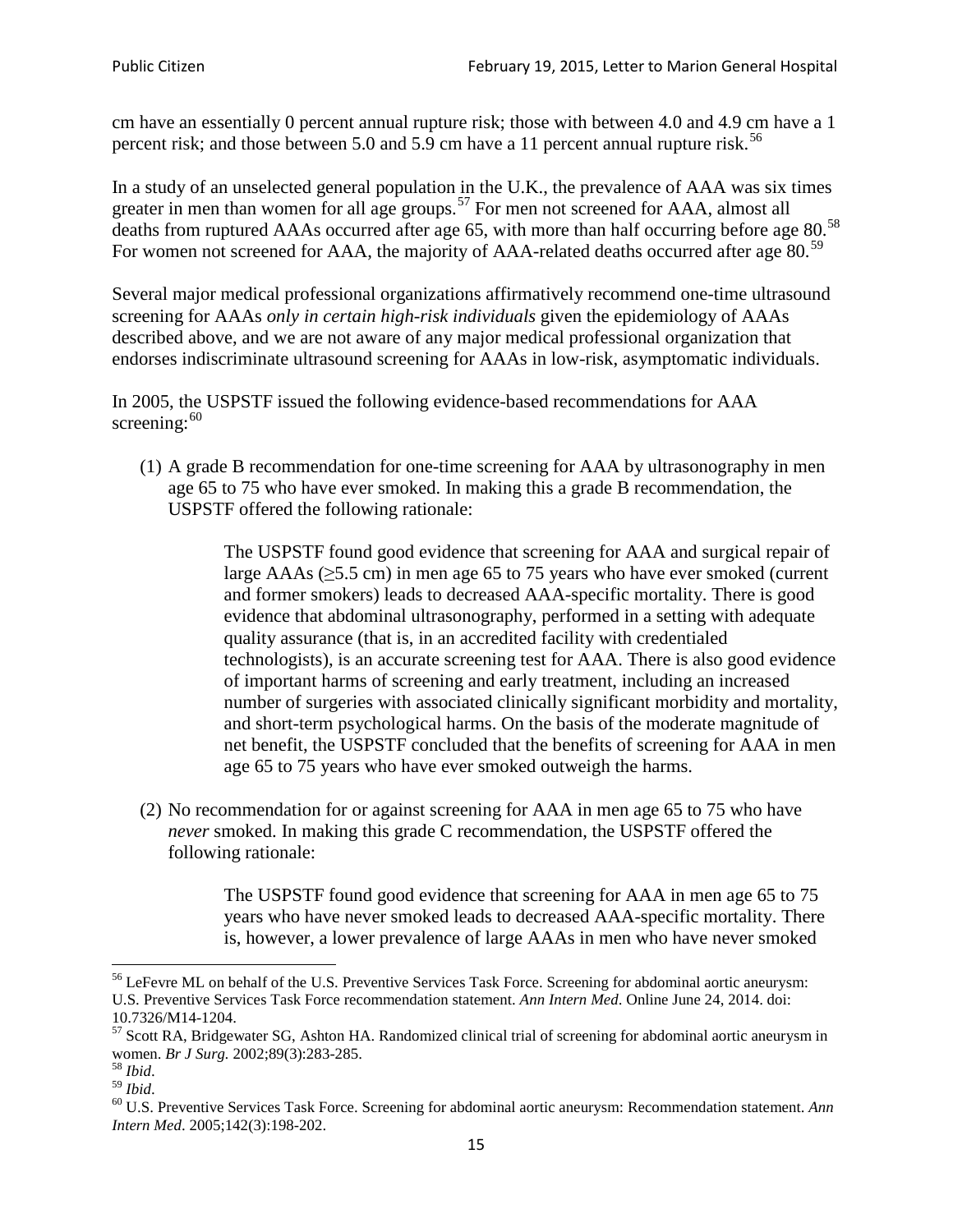cm have an essentially 0 percent annual rupture risk; those with between 4.0 and 4.9 cm have a 1 percent risk; and those between 5.0 and 5.9 cm have a 11 percent annual rupture risk.[56]

In a study of an unselected general population in the U.K., the prevalence of AAA was six times greater in men than women for all age groups.[57] For men not screened for AAA, almost all deaths from ruptured AAAs occurred after age 65, with more than half occurring before age 80.[58] For women not screened for AAA, the majority of AAA-related deaths occurred after age 80.[59]

Several major medical professional organizations affirmatively recommend one-time ultrasound screening for AAAs *only in certain high-risk individuals* given the epidemiology of AAAs described above, and we are not aware of any major medical professional organization that endorses indiscriminate ultrasound screening for AAAs in low-risk, asymptomatic individuals.

In 2005, the USPSTF issued the following evidence-based recommendations for AAA screening:[60]

(1) A grade B recommendation for one-time screening for AAA by ultrasonography in men age 65 to 75 who have ever smoked. In making this a grade B recommendation, the USPSTF offered the following rationale:

> The USPSTF found good evidence that screening for AAA and surgical repair of large AAAs (≥5.5 cm) in men age 65 to 75 years who have ever smoked (current and former smokers) leads to decreased AAA-specific mortality. There is good evidence that abdominal ultrasonography, performed in a setting with adequate quality assurance (that is, in an accredited facility with credentialed technologists), is an accurate screening test for AAA. There is also good evidence of important harms of screening and early treatment, including an increased number of surgeries with associated clinically significant morbidity and mortality, and short-term psychological harms. On the basis of the moderate magnitude of net benefit, the USPSTF concluded that the benefits of screening for AAA in men age 65 to 75 years who have ever smoked outweigh the harms.

(2) No recommendation for or against screening for AAA in men age 65 to 75 who have *never* smoked. In making this grade C recommendation, the USPSTF offered the following rationale:

> The USPSTF found good evidence that screening for AAA in men age 65 to 75 years who have never smoked leads to decreased AAA-specific mortality. There is, however, a lower prevalence of large AAAs in men who have never smoked

---

[56] LeFevre ML on behalf of the U.S. Preventive Services Task Force. Screening for abdominal aortic aneurysm: U.S. Preventive Services Task Force recommendation statement. *Ann Intern Med*. Online June 24, 2014. doi: 10.7326/M14-1204.

[57] Scott RA, Bridgewater SG, Ashton HA. Randomized clinical trial of screening for abdominal aortic aneurysm in women. *Br J Surg.* 2002;89(3):283-285.

[58] *Ibid*.

[59] *Ibid*.

[60] U.S. Preventive Services Task Force. Screening for abdominal aortic aneurysm: Recommendation statement. *Ann Intern Med*. 2005;142(3):198-202.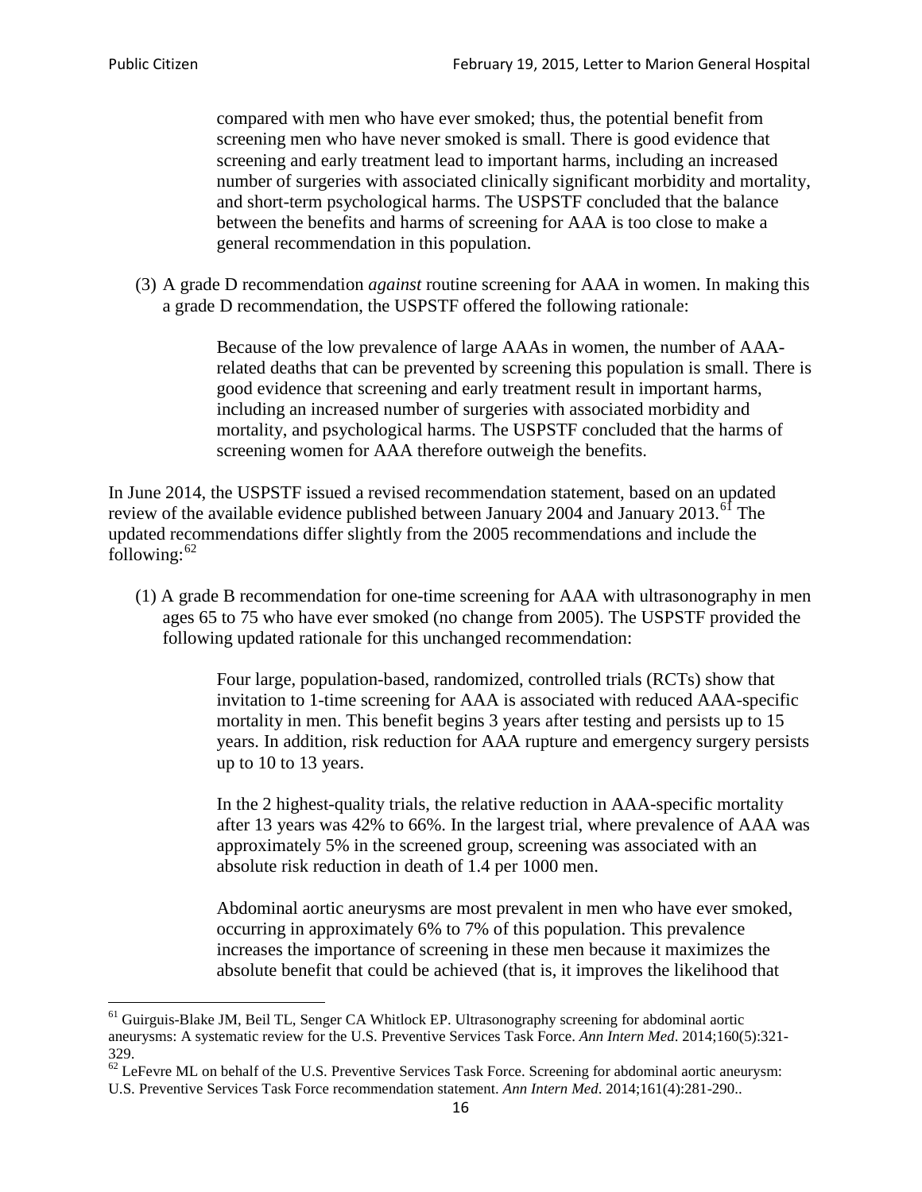> compared with men who have ever smoked; thus, the potential benefit from screening men who have never smoked is small. There is good evidence that screening and early treatment lead to important harms, including an increased number of surgeries with associated clinically significant morbidity and mortality, and short-term psychological harms. The USPSTF concluded that the balance between the benefits and harms of screening for AAA is too close to make a general recommendation in this population.

(3) A grade D recommendation *against* routine screening for AAA in women. In making this a grade D recommendation, the USPSTF offered the following rationale:

> Because of the low prevalence of large AAAs in women, the number of AAA-related deaths that can be prevented by screening this population is small. There is good evidence that screening and early treatment result in important harms, including an increased number of surgeries with associated morbidity and mortality, and psychological harms. The USPSTF concluded that the harms of screening women for AAA therefore outweigh the benefits.

In June 2014, the USPSTF issued a revised recommendation statement, based on an updated review of the available evidence published between January 2004 and January 2013.[61] The updated recommendations differ slightly from the 2005 recommendations and include the following:[62]

(1) A grade B recommendation for one-time screening for AAA with ultrasonography in men ages 65 to 75 who have ever smoked (no change from 2005). The USPSTF provided the following updated rationale for this unchanged recommendation:

> Four large, population-based, randomized, controlled trials (RCTs) show that invitation to 1-time screening for AAA is associated with reduced AAA-specific mortality in men. This benefit begins 3 years after testing and persists up to 15 years. In addition, risk reduction for AAA rupture and emergency surgery persists up to 10 to 13 years.
>
> In the 2 highest-quality trials, the relative reduction in AAA-specific mortality after 13 years was 42% to 66%. In the largest trial, where prevalence of AAA was approximately 5% in the screened group, screening was associated with an absolute risk reduction in death of 1.4 per 1000 men.
>
> Abdominal aortic aneurysms are most prevalent in men who have ever smoked, occurring in approximately 6% to 7% of this population. This prevalence increases the importance of screening in these men because it maximizes the absolute benefit that could be achieved (that is, it improves the likelihood that

---

[61] Guirguis-Blake JM, Beil TL, Senger CA Whitlock EP. Ultrasonography screening for abdominal aortic aneurysms: A systematic review for the U.S. Preventive Services Task Force. *Ann Intern Med*. 2014;160(5):321-329.

[62] LeFevre ML on behalf of the U.S. Preventive Services Task Force. Screening for abdominal aortic aneurysm: U.S. Preventive Services Task Force recommendation statement. *Ann Intern Med*. 2014;161(4):281-290..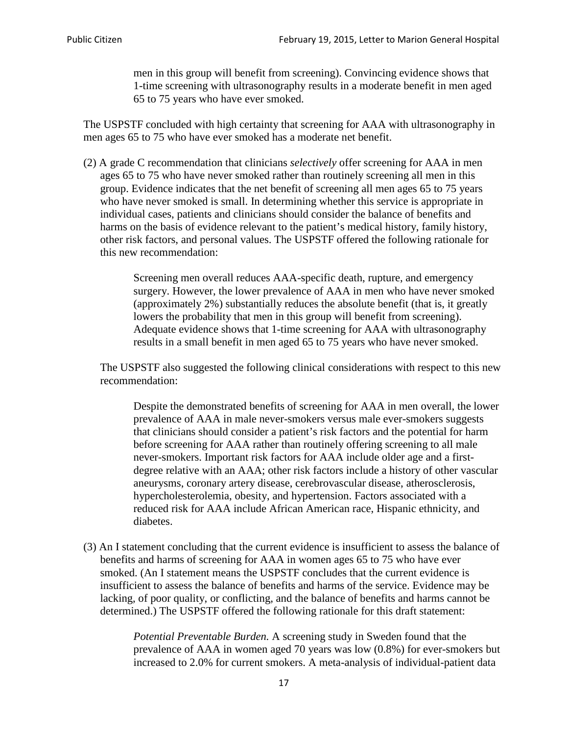> men in this group will benefit from screening). Convincing evidence shows that 1-time screening with ultrasonography results in a moderate benefit in men aged 65 to 75 years who have ever smoked.

The USPSTF concluded with high certainty that screening for AAA with ultrasonography in men ages 65 to 75 who have ever smoked has a moderate net benefit.

(2) A grade C recommendation that clinicians *selectively* offer screening for AAA in men ages 65 to 75 who have never smoked rather than routinely screening all men in this group. Evidence indicates that the net benefit of screening all men ages 65 to 75 years who have never smoked is small. In determining whether this service is appropriate in individual cases, patients and clinicians should consider the balance of benefits and harms on the basis of evidence relevant to the patient's medical history, family history, other risk factors, and personal values. The USPSTF offered the following rationale for this new recommendation:

> Screening men overall reduces AAA-specific death, rupture, and emergency surgery. However, the lower prevalence of AAA in men who have never smoked (approximately 2%) substantially reduces the absolute benefit (that is, it greatly lowers the probability that men in this group will benefit from screening). Adequate evidence shows that 1-time screening for AAA with ultrasonography results in a small benefit in men aged 65 to 75 years who have never smoked.

The USPSTF also suggested the following clinical considerations with respect to this new recommendation:

> Despite the demonstrated benefits of screening for AAA in men overall, the lower prevalence of AAA in male never-smokers versus male ever-smokers suggests that clinicians should consider a patient's risk factors and the potential for harm before screening for AAA rather than routinely offering screening to all male never-smokers. Important risk factors for AAA include older age and a first-degree relative with an AAA; other risk factors include a history of other vascular aneurysms, coronary artery disease, cerebrovascular disease, atherosclerosis, hypercholesterolemia, obesity, and hypertension. Factors associated with a reduced risk for AAA include African American race, Hispanic ethnicity, and diabetes.

(3) An I statement concluding that the current evidence is insufficient to assess the balance of benefits and harms of screening for AAA in women ages 65 to 75 who have ever smoked. (An I statement means the USPSTF concludes that the current evidence is insufficient to assess the balance of benefits and harms of the service. Evidence may be lacking, of poor quality, or conflicting, and the balance of benefits and harms cannot be determined.) The USPSTF offered the following rationale for this draft statement:

> *Potential Preventable Burden.* A screening study in Sweden found that the prevalence of AAA in women aged 70 years was low (0.8%) for ever-smokers but increased to 2.0% for current smokers. A meta-analysis of individual-patient data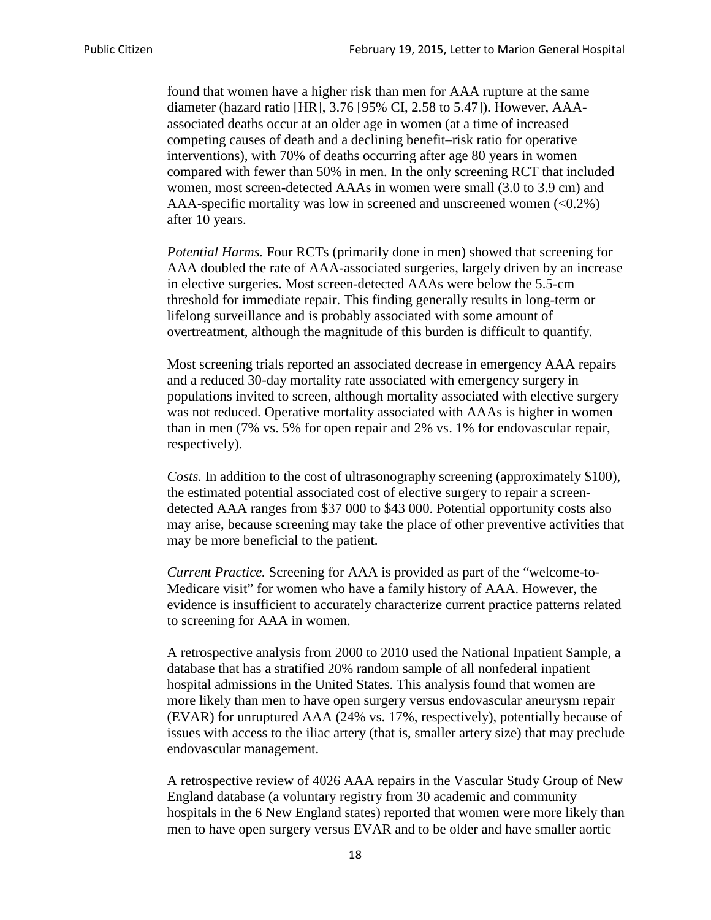found that women have a higher risk than men for AAA rupture at the same diameter (hazard ratio [HR], 3.76 [95% CI, 2.58 to 5.47]). However, AAA-associated deaths occur at an older age in women (at a time of increased competing causes of death and a declining benefit–risk ratio for operative interventions), with 70% of deaths occurring after age 80 years in women compared with fewer than 50% in men. In the only screening RCT that included women, most screen-detected AAAs in women were small (3.0 to 3.9 cm) and AAA-specific mortality was low in screened and unscreened women (<0.2%) after 10 years.

*Potential Harms.* Four RCTs (primarily done in men) showed that screening for AAA doubled the rate of AAA-associated surgeries, largely driven by an increase in elective surgeries. Most screen-detected AAAs were below the 5.5-cm threshold for immediate repair. This finding generally results in long-term or lifelong surveillance and is probably associated with some amount of overtreatment, although the magnitude of this burden is difficult to quantify.

Most screening trials reported an associated decrease in emergency AAA repairs and a reduced 30-day mortality rate associated with emergency surgery in populations invited to screen, although mortality associated with elective surgery was not reduced. Operative mortality associated with AAAs is higher in women than in men (7% vs. 5% for open repair and 2% vs. 1% for endovascular repair, respectively).

*Costs.* In addition to the cost of ultrasonography screening (approximately $100), the estimated potential associated cost of elective surgery to repair a screen-detected AAA ranges from $37 000 to $43 000. Potential opportunity costs also may arise, because screening may take the place of other preventive activities that may be more beneficial to the patient.

*Current Practice.* Screening for AAA is provided as part of the "welcome-to-Medicare visit" for women who have a family history of AAA. However, the evidence is insufficient to accurately characterize current practice patterns related to screening for AAA in women.

A retrospective analysis from 2000 to 2010 used the National Inpatient Sample, a database that has a stratified 20% random sample of all nonfederal inpatient hospital admissions in the United States. This analysis found that women are more likely than men to have open surgery versus endovascular aneurysm repair (EVAR) for unruptured AAA (24% vs. 17%, respectively), potentially because of issues with access to the iliac artery (that is, smaller artery size) that may preclude endovascular management.

A retrospective review of 4026 AAA repairs in the Vascular Study Group of New England database (a voluntary registry from 30 academic and community hospitals in the 6 New England states) reported that women were more likely than men to have open surgery versus EVAR and to be older and have smaller aortic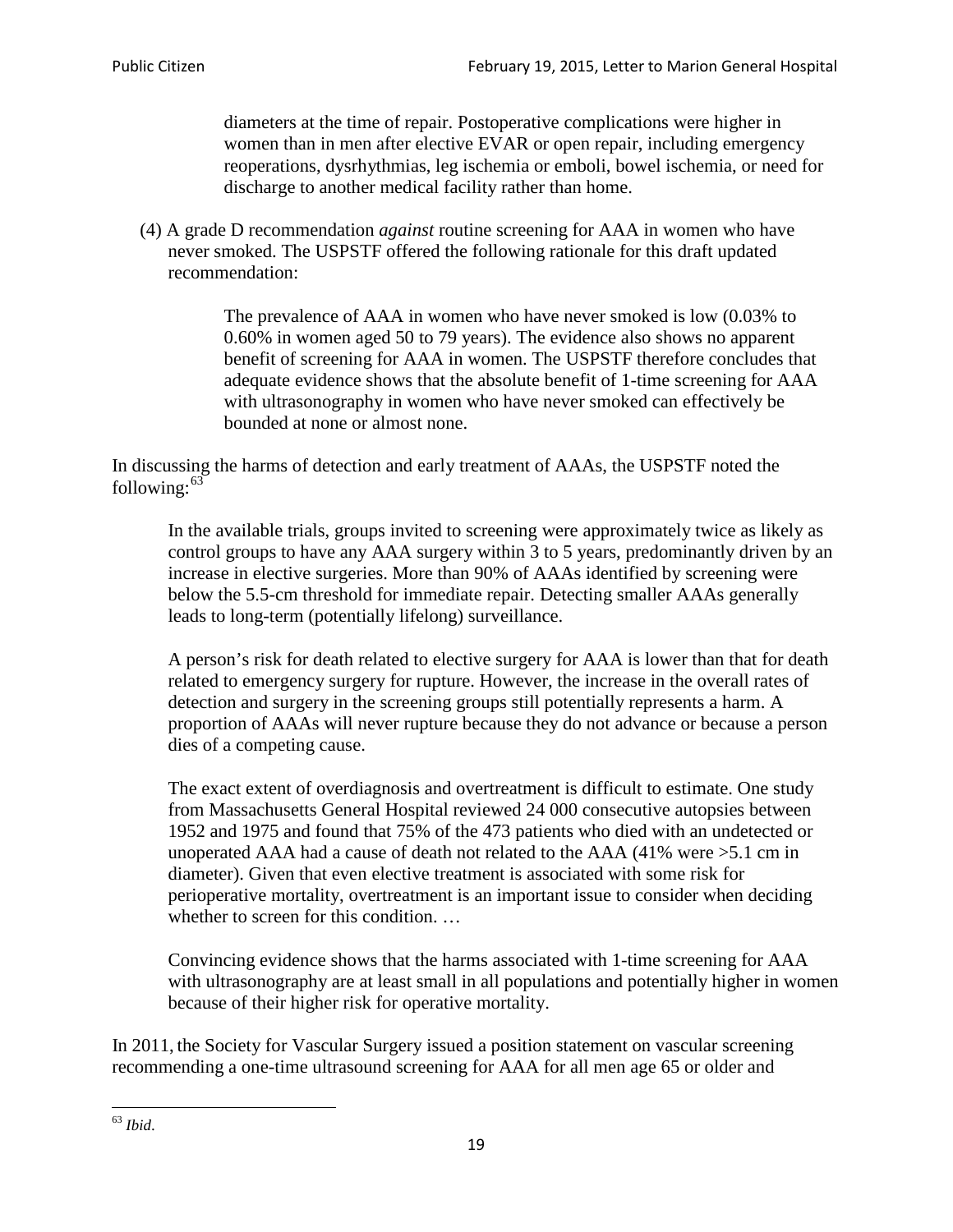> diameters at the time of repair. Postoperative complications were higher in women than in men after elective EVAR or open repair, including emergency reoperations, dysrhythmias, leg ischemia or emboli, bowel ischemia, or need for discharge to another medical facility rather than home.

(4) A grade D recommendation *against* routine screening for AAA in women who have never smoked. The USPSTF offered the following rationale for this draft updated recommendation:

> The prevalence of AAA in women who have never smoked is low (0.03% to 0.60% in women aged 50 to 79 years). The evidence also shows no apparent benefit of screening for AAA in women. The USPSTF therefore concludes that adequate evidence shows that the absolute benefit of 1-time screening for AAA with ultrasonography in women who have never smoked can effectively be bounded at none or almost none.

In discussing the harms of detection and early treatment of AAAs, the USPSTF noted the following:[63]

> In the available trials, groups invited to screening were approximately twice as likely as control groups to have any AAA surgery within 3 to 5 years, predominantly driven by an increase in elective surgeries. More than 90% of AAAs identified by screening were below the 5.5-cm threshold for immediate repair. Detecting smaller AAAs generally leads to long-term (potentially lifelong) surveillance.
>
> A person's risk for death related to elective surgery for AAA is lower than that for death related to emergency surgery for rupture. However, the increase in the overall rates of detection and surgery in the screening groups still potentially represents a harm. A proportion of AAAs will never rupture because they do not advance or because a person dies of a competing cause.
>
> The exact extent of overdiagnosis and overtreatment is difficult to estimate. One study from Massachusetts General Hospital reviewed 24 000 consecutive autopsies between 1952 and 1975 and found that 75% of the 473 patients who died with an undetected or unoperated AAA had a cause of death not related to the AAA (41% were >5.1 cm in diameter). Given that even elective treatment is associated with some risk for perioperative mortality, overtreatment is an important issue to consider when deciding whether to screen for this condition. …
>
> Convincing evidence shows that the harms associated with 1-time screening for AAA with ultrasonography are at least small in all populations and potentially higher in women because of their higher risk for operative mortality.

In 2011, the Society for Vascular Surgery issued a position statement on vascular screening recommending a one-time ultrasound screening for AAA for all men age 65 or older and

---

[63] *Ibid*.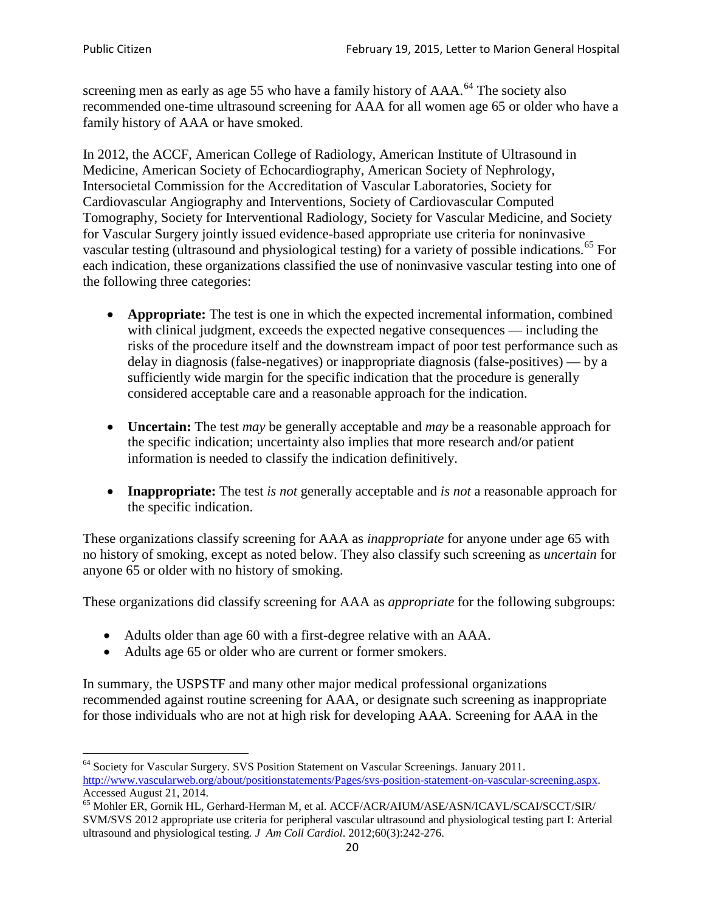screening men as early as age 55 who have a family history of AAA.[64] The society also recommended one-time ultrasound screening for AAA for all women age 65 or older who have a family history of AAA or have smoked.

In 2012, the ACCF, American College of Radiology, American Institute of Ultrasound in Medicine, American Society of Echocardiography, American Society of Nephrology, Intersocietal Commission for the Accreditation of Vascular Laboratories, Society for Cardiovascular Angiography and Interventions, Society of Cardiovascular Computed Tomography, Society for Interventional Radiology, Society for Vascular Medicine, and Society for Vascular Surgery jointly issued evidence-based appropriate use criteria for noninvasive vascular testing (ultrasound and physiological testing) for a variety of possible indications.[65] For each indication, these organizations classified the use of noninvasive vascular testing into one of the following three categories:

- **Appropriate:** The test is one in which the expected incremental information, combined with clinical judgment, exceeds the expected negative consequences — including the risks of the procedure itself and the downstream impact of poor test performance such as delay in diagnosis (false-negatives) or inappropriate diagnosis (false-positives) — by a sufficiently wide margin for the specific indication that the procedure is generally considered acceptable care and a reasonable approach for the indication.

- **Uncertain:** The test *may* be generally acceptable and *may* be a reasonable approach for the specific indication; uncertainty also implies that more research and/or patient information is needed to classify the indication definitively.

- **Inappropriate:** The test *is not* generally acceptable and *is not* a reasonable approach for the specific indication.

These organizations classify screening for AAA as *inappropriate* for anyone under age 65 with no history of smoking, except as noted below. They also classify such screening as *uncertain* for anyone 65 or older with no history of smoking.

These organizations did classify screening for AAA as *appropriate* for the following subgroups:

- Adults older than age 60 with a first-degree relative with an AAA.
- Adults age 65 or older who are current or former smokers.

In summary, the USPSTF and many other major medical professional organizations recommended against routine screening for AAA, or designate such screening as inappropriate for those individuals who are not at high risk for developing AAA. Screening for AAA in the

---

[64] Society for Vascular Surgery. SVS Position Statement on Vascular Screenings. January 2011. http://www.vascularweb.org/about/positionstatements/Pages/svs-position-statement-on-vascular-screening.aspx. Accessed August 21, 2014.

[65] Mohler ER, Gornik HL, Gerhard-Herman M, et al. ACCF/ACR/AIUM/ASE/ASN/ICAVL/SCAI/SCCT/SIR/SVM/SVS 2012 appropriate use criteria for peripheral vascular ultrasound and physiological testing part I: Arterial ultrasound and physiological testing. *J Am Coll Cardiol*. 2012;60(3):242-276.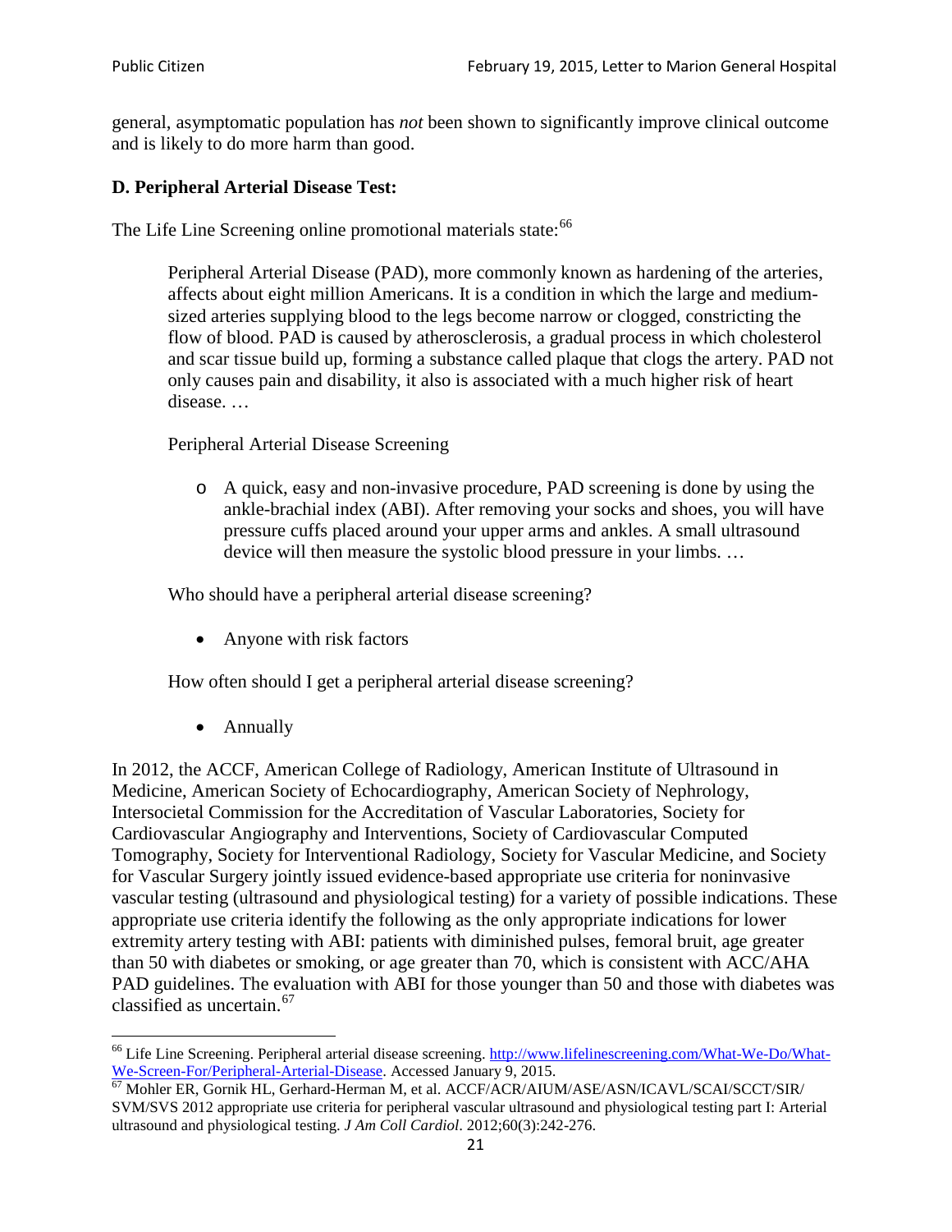general, asymptomatic population has *not* been shown to significantly improve clinical outcome and is likely to do more harm than good.

### D. Peripheral Arterial Disease Test:

The Life Line Screening online promotional materials state:[66]

> Peripheral Arterial Disease (PAD), more commonly known as hardening of the arteries, affects about eight million Americans. It is a condition in which the large and medium-sized arteries supplying blood to the legs become narrow or clogged, constricting the flow of blood. PAD is caused by atherosclerosis, a gradual process in which cholesterol and scar tissue build up, forming a substance called plaque that clogs the artery. PAD not only causes pain and disability, it also is associated with a much higher risk of heart disease. …
>
> Peripheral Arterial Disease Screening
>
> - A quick, easy and non-invasive procedure, PAD screening is done by using the ankle-brachial index (ABI). After removing your socks and shoes, you will have pressure cuffs placed around your upper arms and ankles. A small ultrasound device will then measure the systolic blood pressure in your limbs. …
>
> Who should have a peripheral arterial disease screening?
>
> - Anyone with risk factors
>
> How often should I get a peripheral arterial disease screening?
>
> - Annually

In 2012, the ACCF, American College of Radiology, American Institute of Ultrasound in Medicine, American Society of Echocardiography, American Society of Nephrology, Intersocietal Commission for the Accreditation of Vascular Laboratories, Society for Cardiovascular Angiography and Interventions, Society of Cardiovascular Computed Tomography, Society for Interventional Radiology, Society for Vascular Medicine, and Society for Vascular Surgery jointly issued evidence-based appropriate use criteria for noninvasive vascular testing (ultrasound and physiological testing) for a variety of possible indications. These appropriate use criteria identify the following as the only appropriate indications for lower extremity artery testing with ABI: patients with diminished pulses, femoral bruit, age greater than 50 with diabetes or smoking, or age greater than 70, which is consistent with ACC/AHA PAD guidelines. The evaluation with ABI for those younger than 50 and those with diabetes was classified as uncertain.[67]

---

[66] Life Line Screening. Peripheral arterial disease screening. http://www.lifelinescreening.com/What-We-Do/What-We-Screen-For/Peripheral-Arterial-Disease. Accessed January 9, 2015.

[67] Mohler ER, Gornik HL, Gerhard-Herman M, et al. ACCF/ACR/AIUM/ASE/ASN/ICAVL/SCAI/SCCT/SIR/SVM/SVS 2012 appropriate use criteria for peripheral vascular ultrasound and physiological testing part I: Arterial ultrasound and physiological testing. *J Am Coll Cardiol*. 2012;60(3):242-276.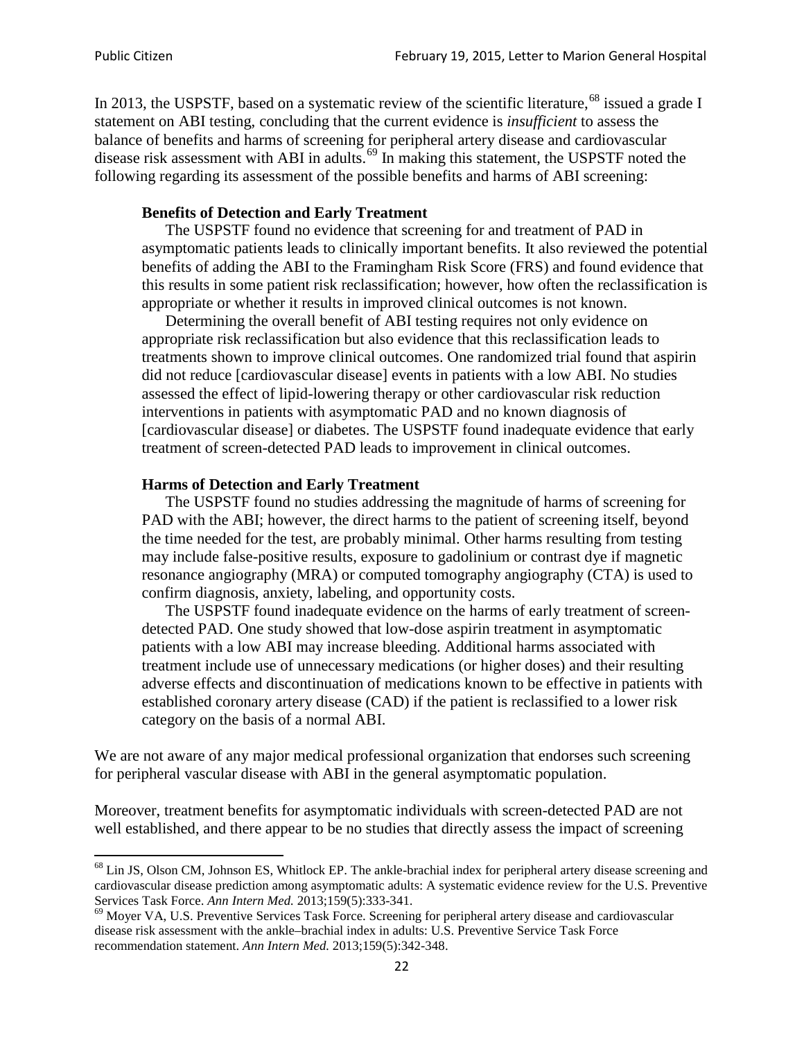In 2013, the USPSTF, based on a systematic review of the scientific literature,[68] issued a grade I statement on ABI testing, concluding that the current evidence is *insufficient* to assess the balance of benefits and harms of screening for peripheral artery disease and cardiovascular disease risk assessment with ABI in adults.[69] In making this statement, the USPSTF noted the following regarding its assessment of the possible benefits and harms of ABI screening:

> **Benefits of Detection and Early Treatment**
>
> The USPSTF found no evidence that screening for and treatment of PAD in asymptomatic patients leads to clinically important benefits. It also reviewed the potential benefits of adding the ABI to the Framingham Risk Score (FRS) and found evidence that this results in some patient risk reclassification; however, how often the reclassification is appropriate or whether it results in improved clinical outcomes is not known.
>
> Determining the overall benefit of ABI testing requires not only evidence on appropriate risk reclassification but also evidence that this reclassification leads to treatments shown to improve clinical outcomes. One randomized trial found that aspirin did not reduce [cardiovascular disease] events in patients with a low ABI. No studies assessed the effect of lipid-lowering therapy or other cardiovascular risk reduction interventions in patients with asymptomatic PAD and no known diagnosis of [cardiovascular disease] or diabetes. The USPSTF found inadequate evidence that early treatment of screen-detected PAD leads to improvement in clinical outcomes.
>
> **Harms of Detection and Early Treatment**
>
> The USPSTF found no studies addressing the magnitude of harms of screening for PAD with the ABI; however, the direct harms to the patient of screening itself, beyond the time needed for the test, are probably minimal. Other harms resulting from testing may include false-positive results, exposure to gadolinium or contrast dye if magnetic resonance angiography (MRA) or computed tomography angiography (CTA) is used to confirm diagnosis, anxiety, labeling, and opportunity costs.
>
> The USPSTF found inadequate evidence on the harms of early treatment of screen-detected PAD. One study showed that low-dose aspirin treatment in asymptomatic patients with a low ABI may increase bleeding. Additional harms associated with treatment include use of unnecessary medications (or higher doses) and their resulting adverse effects and discontinuation of medications known to be effective in patients with established coronary artery disease (CAD) if the patient is reclassified to a lower risk category on the basis of a normal ABI.

We are not aware of any major medical professional organization that endorses such screening for peripheral vascular disease with ABI in the general asymptomatic population.

Moreover, treatment benefits for asymptomatic individuals with screen-detected PAD are not well established, and there appear to be no studies that directly assess the impact of screening

---

[68] Lin JS, Olson CM, Johnson ES, Whitlock EP. The ankle-brachial index for peripheral artery disease screening and cardiovascular disease prediction among asymptomatic adults: A systematic evidence review for the U.S. Preventive Services Task Force. *Ann Intern Med.* 2013;159(5):333-341.

[69] Moyer VA, U.S. Preventive Services Task Force. Screening for peripheral artery disease and cardiovascular disease risk assessment with the ankle–brachial index in adults: U.S. Preventive Service Task Force recommendation statement. *Ann Intern Med.* 2013;159(5):342-348.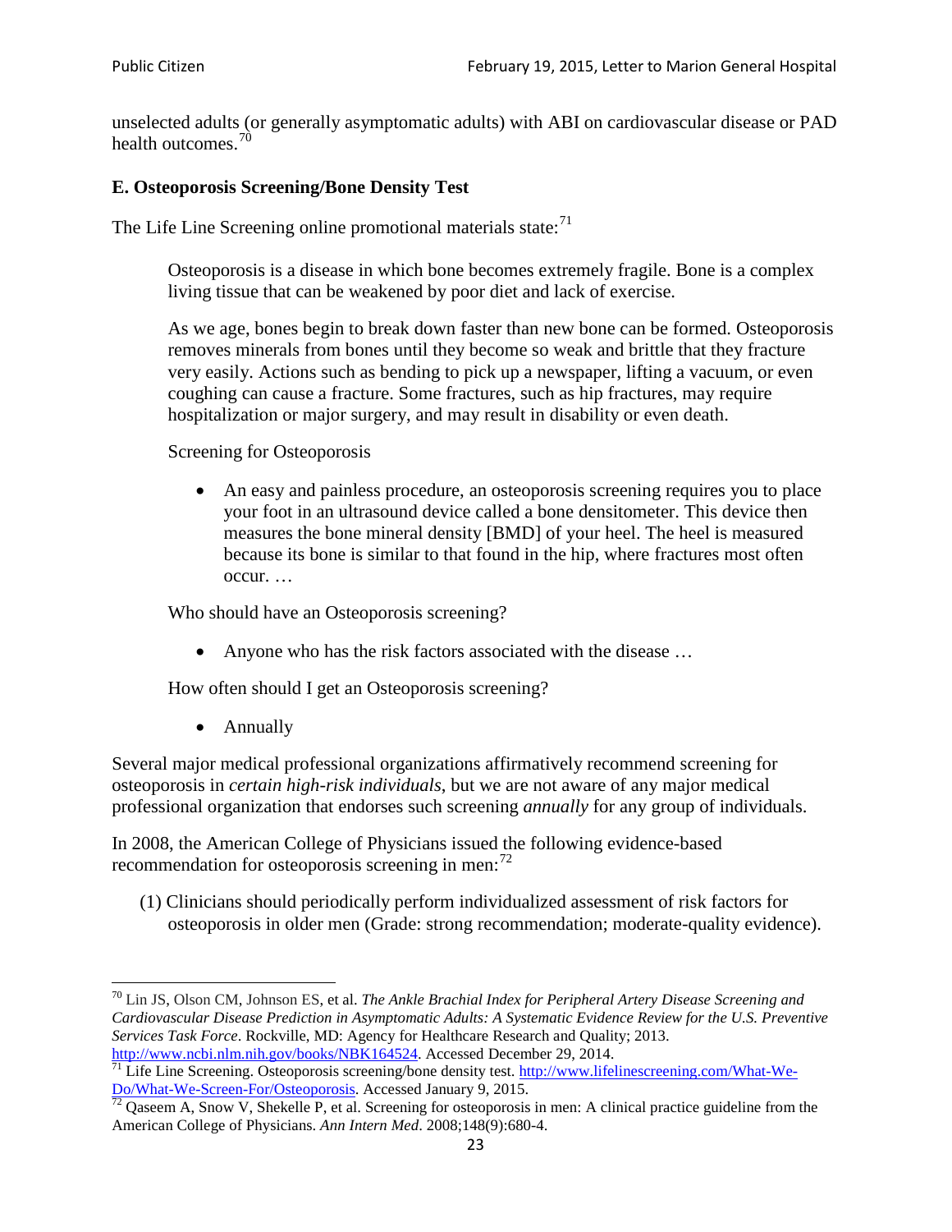unselected adults (or generally asymptomatic adults) with ABI on cardiovascular disease or PAD health outcomes.[70]

### E. Osteoporosis Screening/Bone Density Test

The Life Line Screening online promotional materials state:[71]

> Osteoporosis is a disease in which bone becomes extremely fragile. Bone is a complex living tissue that can be weakened by poor diet and lack of exercise.
>
> As we age, bones begin to break down faster than new bone can be formed. Osteoporosis removes minerals from bones until they become so weak and brittle that they fracture very easily. Actions such as bending to pick up a newspaper, lifting a vacuum, or even coughing can cause a fracture. Some fractures, such as hip fractures, may require hospitalization or major surgery, and may result in disability or even death.
>
> Screening for Osteoporosis
>
> - An easy and painless procedure, an osteoporosis screening requires you to place your foot in an ultrasound device called a bone densitometer. This device then measures the bone mineral density [BMD] of your heel. The heel is measured because its bone is similar to that found in the hip, where fractures most often occur. …
>
> Who should have an Osteoporosis screening?
>
> - Anyone who has the risk factors associated with the disease …
>
> How often should I get an Osteoporosis screening?
>
> - Annually

Several major medical professional organizations affirmatively recommend screening for osteoporosis in *certain high-risk individuals*, but we are not aware of any major medical professional organization that endorses such screening *annually* for any group of individuals.

In 2008, the American College of Physicians issued the following evidence-based recommendation for osteoporosis screening in men:[72]

(1) Clinicians should periodically perform individualized assessment of risk factors for osteoporosis in older men (Grade: strong recommendation; moderate-quality evidence).

---

[70] Lin JS, Olson CM, Johnson ES, et al. *The Ankle Brachial Index for Peripheral Artery Disease Screening and Cardiovascular Disease Prediction in Asymptomatic Adults: A Systematic Evidence Review for the U.S. Preventive Services Task Force*. Rockville, MD: Agency for Healthcare Research and Quality; 2013. http://www.ncbi.nlm.nih.gov/books/NBK164524. Accessed December 29, 2014.

[71] Life Line Screening. Osteoporosis screening/bone density test. http://www.lifelinescreening.com/What-We-Do/What-We-Screen-For/Osteoporosis. Accessed January 9, 2015.

[72] Qaseem A, Snow V, Shekelle P, et al. Screening for osteoporosis in men: A clinical practice guideline from the American College of Physicians. *Ann Intern Med*. 2008;148(9):680-4.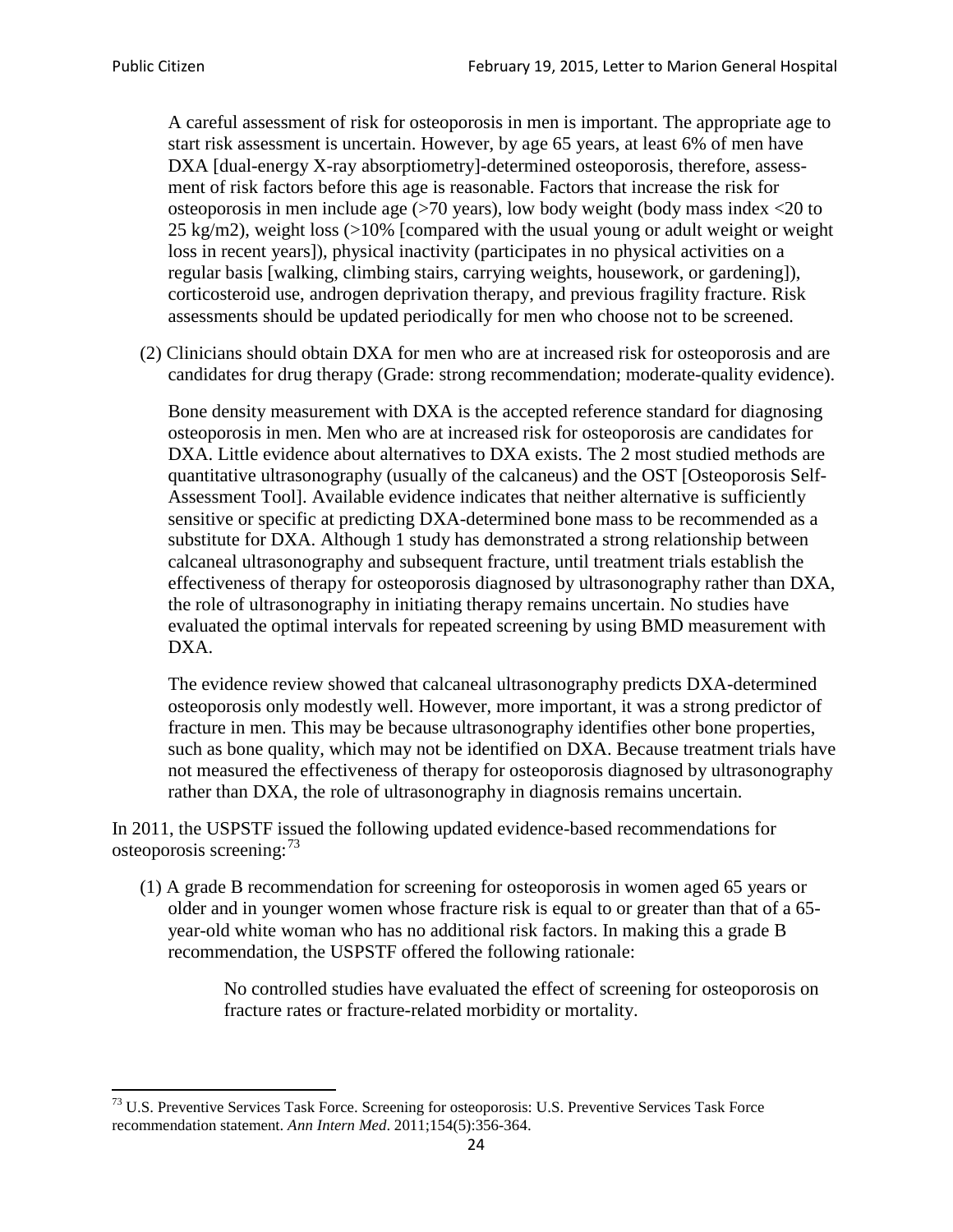A careful assessment of risk for osteoporosis in men is important. The appropriate age to start risk assessment is uncertain. However, by age 65 years, at least 6% of men have DXA [dual-energy X-ray absorptiometry]-determined osteoporosis, therefore, assessment of risk factors before this age is reasonable. Factors that increase the risk for osteoporosis in men include age (>70 years), low body weight (body mass index <20 to 25 kg/m2), weight loss (>10% [compared with the usual young or adult weight or weight loss in recent years]), physical inactivity (participates in no physical activities on a regular basis [walking, climbing stairs, carrying weights, housework, or gardening]), corticosteroid use, androgen deprivation therapy, and previous fragility fracture. Risk assessments should be updated periodically for men who choose not to be screened.

(2) Clinicians should obtain DXA for men who are at increased risk for osteoporosis and are candidates for drug therapy (Grade: strong recommendation; moderate-quality evidence).

Bone density measurement with DXA is the accepted reference standard for diagnosing osteoporosis in men. Men who are at increased risk for osteoporosis are candidates for DXA. Little evidence about alternatives to DXA exists. The 2 most studied methods are quantitative ultrasonography (usually of the calcaneus) and the OST [Osteoporosis Self-Assessment Tool]. Available evidence indicates that neither alternative is sufficiently sensitive or specific at predicting DXA-determined bone mass to be recommended as a substitute for DXA. Although 1 study has demonstrated a strong relationship between calcaneal ultrasonography and subsequent fracture, until treatment trials establish the effectiveness of therapy for osteoporosis diagnosed by ultrasonography rather than DXA, the role of ultrasonography in initiating therapy remains uncertain. No studies have evaluated the optimal intervals for repeated screening by using BMD measurement with DXA.

The evidence review showed that calcaneal ultrasonography predicts DXA-determined osteoporosis only modestly well. However, more important, it was a strong predictor of fracture in men. This may be because ultrasonography identifies other bone properties, such as bone quality, which may not be identified on DXA. Because treatment trials have not measured the effectiveness of therapy for osteoporosis diagnosed by ultrasonography rather than DXA, the role of ultrasonography in diagnosis remains uncertain.

In 2011, the USPSTF issued the following updated evidence-based recommendations for osteoporosis screening:[73]

(1) A grade B recommendation for screening for osteoporosis in women aged 65 years or older and in younger women whose fracture risk is equal to or greater than that of a 65-year-old white woman who has no additional risk factors. In making this a grade B recommendation, the USPSTF offered the following rationale:

> No controlled studies have evaluated the effect of screening for osteoporosis on fracture rates or fracture-related morbidity or mortality.

[73] U.S. Preventive Services Task Force. Screening for osteoporosis: U.S. Preventive Services Task Force recommendation statement. *Ann Intern Med*. 2011;154(5):356-364.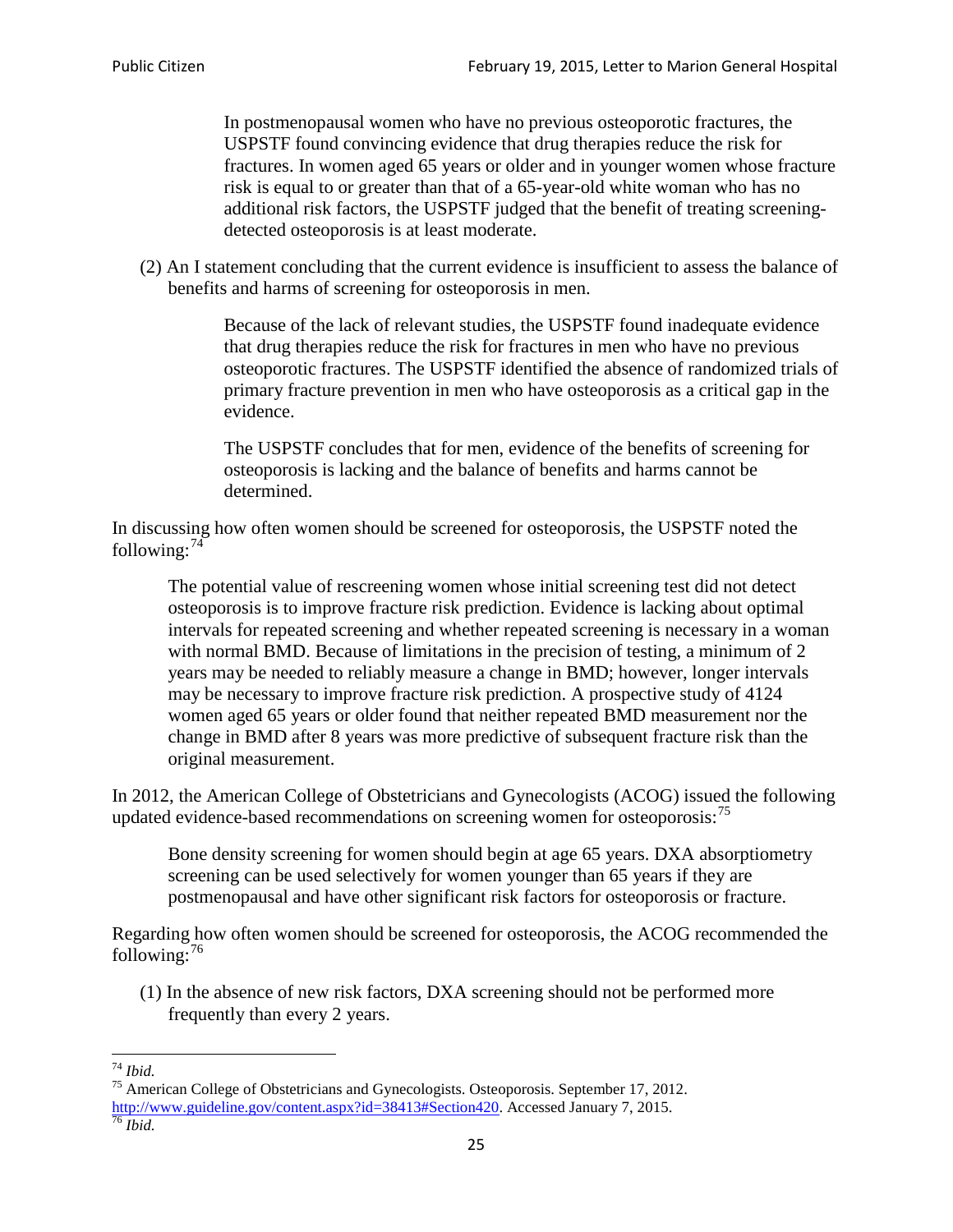> In postmenopausal women who have no previous osteoporotic fractures, the USPSTF found convincing evidence that drug therapies reduce the risk for fractures. In women aged 65 years or older and in younger women whose fracture risk is equal to or greater than that of a 65-year-old white woman who has no additional risk factors, the USPSTF judged that the benefit of treating screening-detected osteoporosis is at least moderate.

(2) An I statement concluding that the current evidence is insufficient to assess the balance of benefits and harms of screening for osteoporosis in men.

> Because of the lack of relevant studies, the USPSTF found inadequate evidence that drug therapies reduce the risk for fractures in men who have no previous osteoporotic fractures. The USPSTF identified the absence of randomized trials of primary fracture prevention in men who have osteoporosis as a critical gap in the evidence.
>
> The USPSTF concludes that for men, evidence of the benefits of screening for osteoporosis is lacking and the balance of benefits and harms cannot be determined.

In discussing how often women should be screened for osteoporosis, the USPSTF noted the following:[74]

> The potential value of rescreening women whose initial screening test did not detect osteoporosis is to improve fracture risk prediction. Evidence is lacking about optimal intervals for repeated screening and whether repeated screening is necessary in a woman with normal BMD. Because of limitations in the precision of testing, a minimum of 2 years may be needed to reliably measure a change in BMD; however, longer intervals may be necessary to improve fracture risk prediction. A prospective study of 4124 women aged 65 years or older found that neither repeated BMD measurement nor the change in BMD after 8 years was more predictive of subsequent fracture risk than the original measurement.

In 2012, the American College of Obstetricians and Gynecologists (ACOG) issued the following updated evidence-based recommendations on screening women for osteoporosis:[75]

> Bone density screening for women should begin at age 65 years. DXA absorptiometry screening can be used selectively for women younger than 65 years if they are postmenopausal and have other significant risk factors for osteoporosis or fracture.

Regarding how often women should be screened for osteoporosis, the ACOG recommended the following:[76]

(1) In the absence of new risk factors, DXA screening should not be performed more frequently than every 2 years.

---

[74] *Ibid.*

[75] American College of Obstetricians and Gynecologists. Osteoporosis. September 17, 2012. http://www.guideline.gov/content.aspx?id=38413#Section420. Accessed January 7, 2015.

[76] *Ibid.*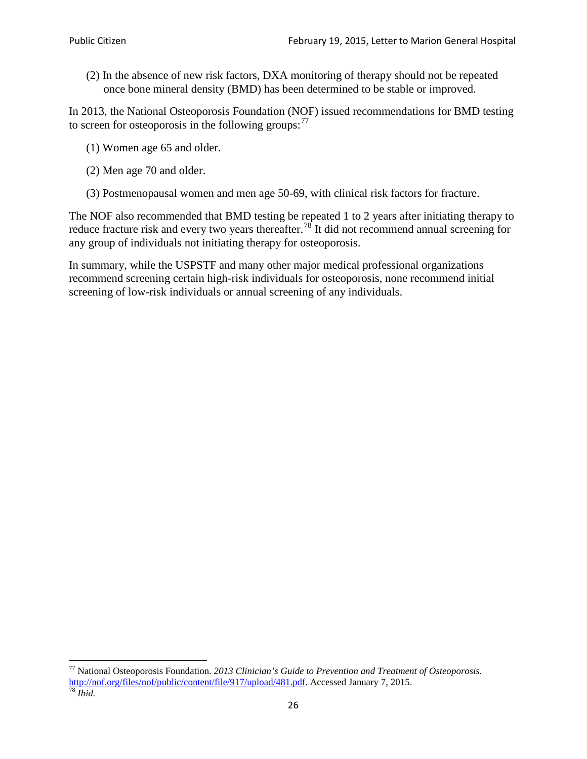(2) In the absence of new risk factors, DXA monitoring of therapy should not be repeated once bone mineral density (BMD) has been determined to be stable or improved.

In 2013, the National Osteoporosis Foundation (NOF) issued recommendations for BMD testing to screen for osteoporosis in the following groups:[77]

(1) Women age 65 and older.

(2) Men age 70 and older.

(3) Postmenopausal women and men age 50-69, with clinical risk factors for fracture.

The NOF also recommended that BMD testing be repeated 1 to 2 years after initiating therapy to reduce fracture risk and every two years thereafter.[78] It did not recommend annual screening for any group of individuals not initiating therapy for osteoporosis.

In summary, while the USPSTF and many other major medical professional organizations recommend screening certain high-risk individuals for osteoporosis, none recommend initial screening of low-risk individuals or annual screening of any individuals.

---

[77] National Osteoporosis Foundation. *2013 Clinician's Guide to Prevention and Treatment of Osteoporosis*. http://nof.org/files/nof/public/content/file/917/upload/481.pdf. Accessed January 7, 2015.

[78] *Ibid.*